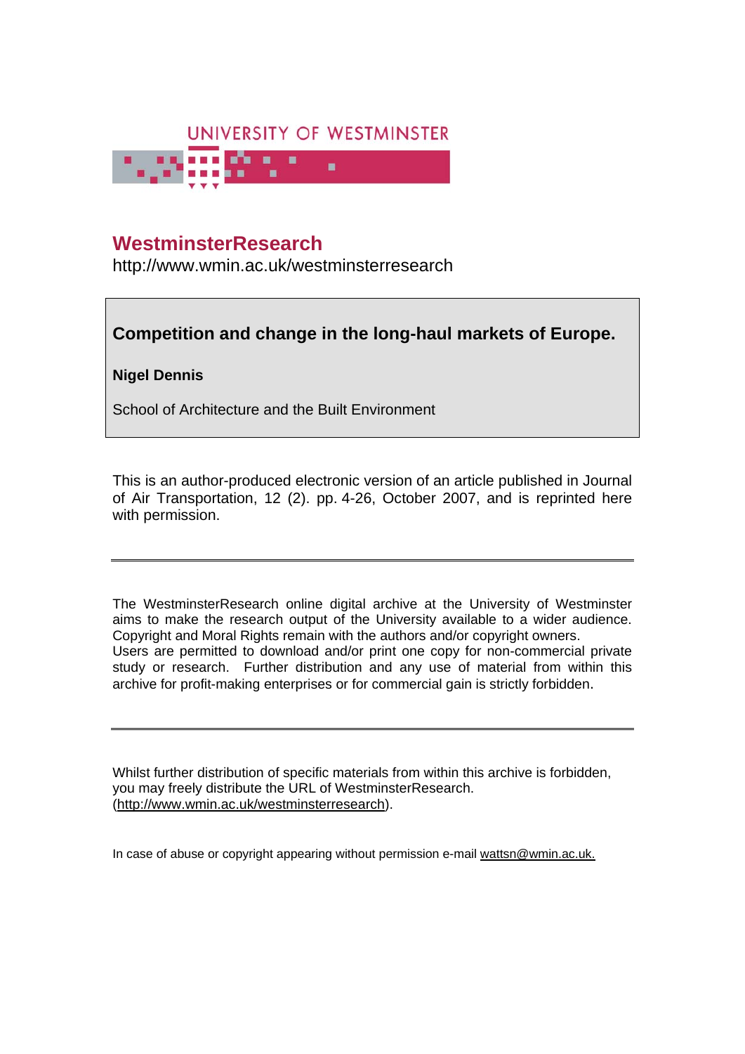UNIVERSITY OF WESTMINSTER

# WestminsterResearch

http://www.wmin.ac.uk/westminsterresearch

## Competition and change in the long-haul markets of Europe.

**Nigel Dennis**

School of Architecture and the Built Environment

This is an author-produced electronic version of an article published in Journal of Air Transportation, 12 (2). pp. 4-26, October 2007, and is reprinted here with permission.

---

The WestminsterResearch online digital archive at the University of Westminster aims to make the research output of the University available to a wider audience. Copyright and Moral Rights remain with the authors and/or copyright owners.
Users are permitted to download and/or print one copy for non-commercial private study or research. Further distribution and any use of material from within this archive for profit-making enterprises or for commercial gain is strictly forbidden.

---

Whilst further distribution of specific materials from within this archive is forbidden, you may freely distribute the URL of WestminsterResearch. (http://www.wmin.ac.uk/westminsterresearch).

In case of abuse or copyright appearing without permission e-mail wattsn@wmin.ac.uk.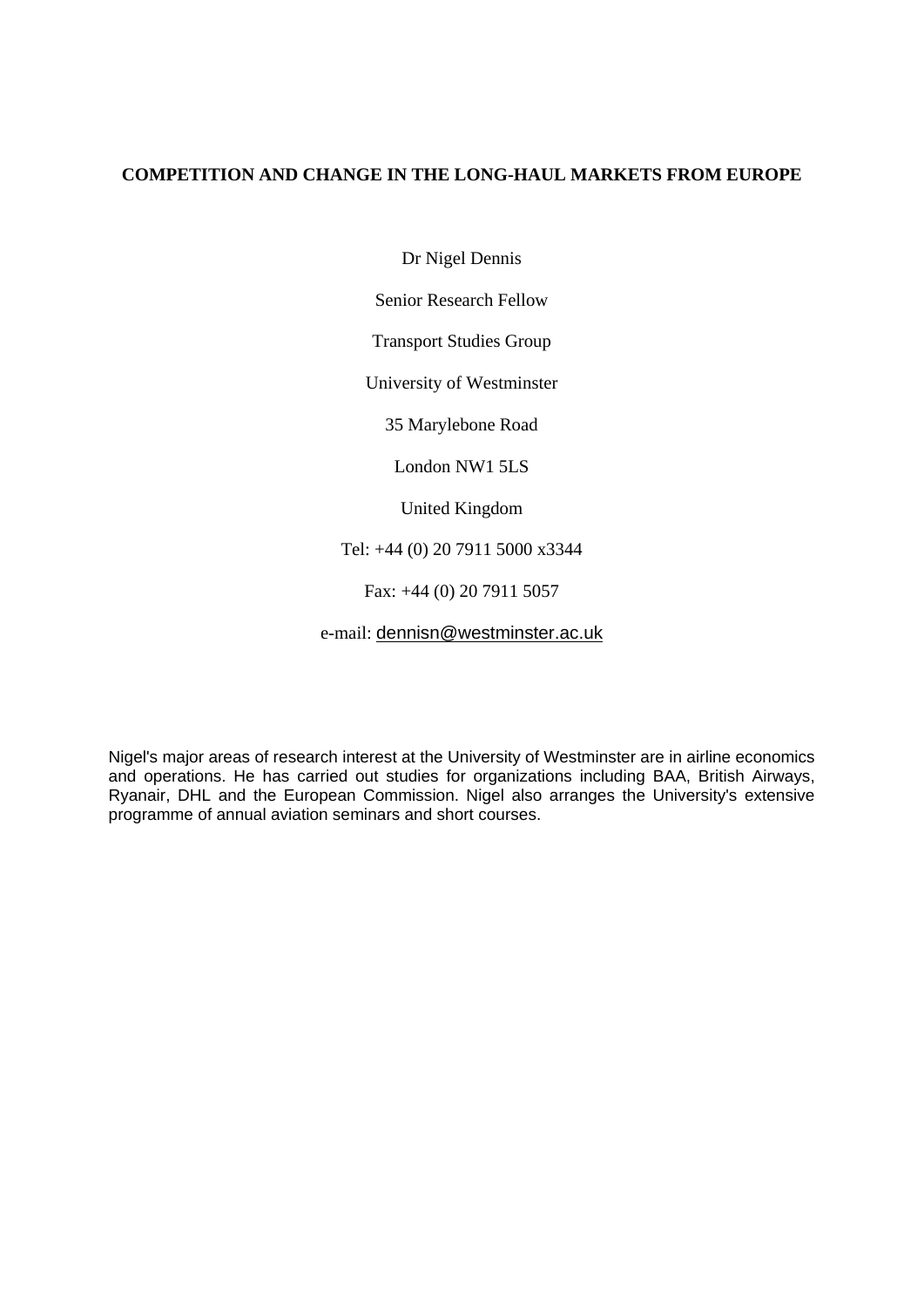**COMPETITION AND CHANGE IN THE LONG-HAUL MARKETS FROM EUROPE**

Dr Nigel Dennis

Senior Research Fellow

Transport Studies Group

University of Westminster

35 Marylebone Road

London NW1 5LS

United Kingdom

Tel: +44 (0) 20 7911 5000 x3344

Fax: +44 (0) 20 7911 5057

e-mail: dennisn@westminster.ac.uk

Nigel's major areas of research interest at the University of Westminster are in airline economics and operations. He has carried out studies for organizations including BAA, British Airways, Ryanair, DHL and the European Commission. Nigel also arranges the University's extensive programme of annual aviation seminars and short courses.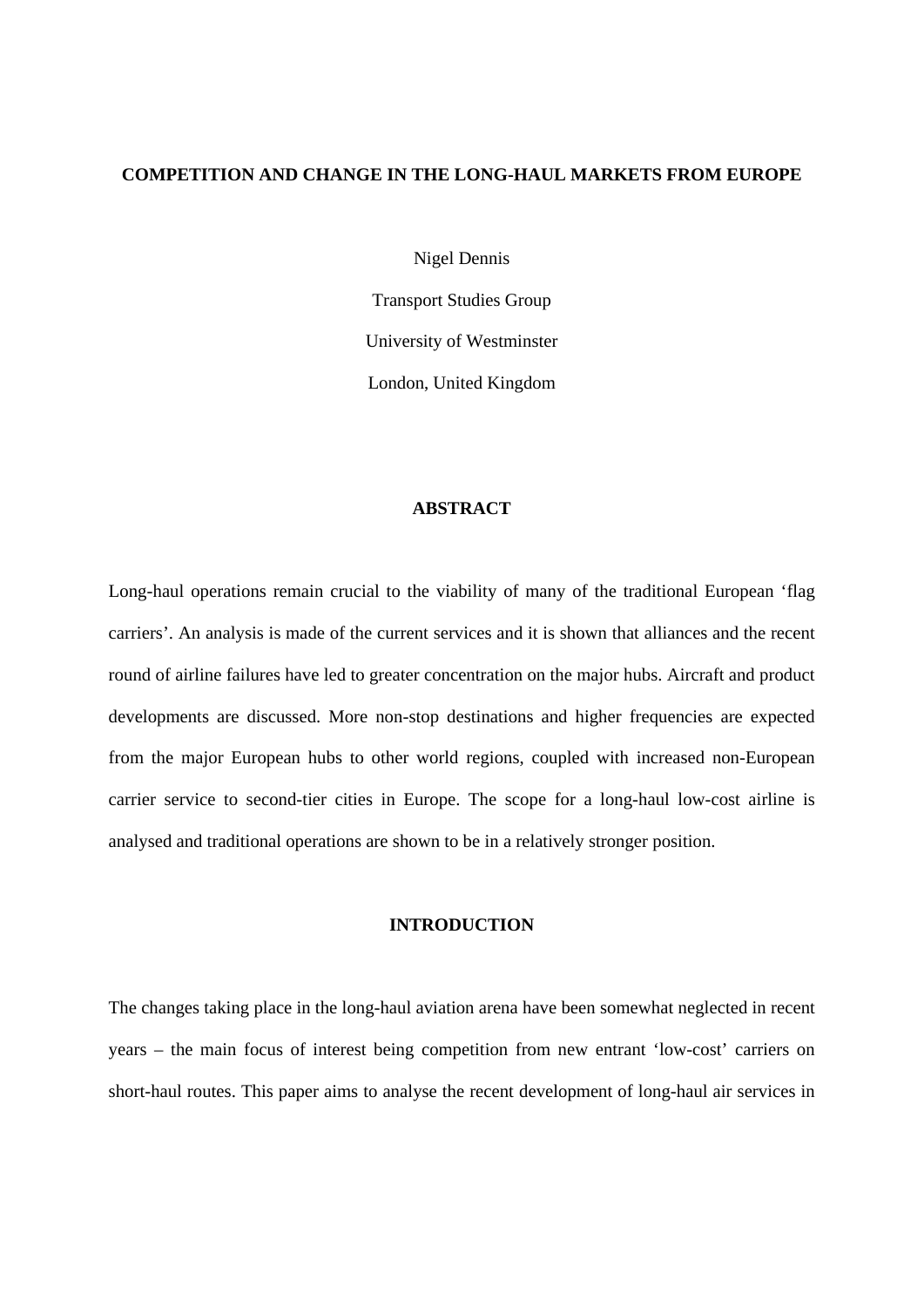# COMPETITION AND CHANGE IN THE LONG-HAUL MARKETS FROM EUROPE

Nigel Dennis

Transport Studies Group

University of Westminster

London, United Kingdom

## ABSTRACT

Long-haul operations remain crucial to the viability of many of the traditional European 'flag carriers'. An analysis is made of the current services and it is shown that alliances and the recent round of airline failures have led to greater concentration on the major hubs. Aircraft and product developments are discussed. More non-stop destinations and higher frequencies are expected from the major European hubs to other world regions, coupled with increased non-European carrier service to second-tier cities in Europe. The scope for a long-haul low-cost airline is analysed and traditional operations are shown to be in a relatively stronger position.

## INTRODUCTION

The changes taking place in the long-haul aviation arena have been somewhat neglected in recent years – the main focus of interest being competition from new entrant 'low-cost' carriers on short-haul routes. This paper aims to analyse the recent development of long-haul air services in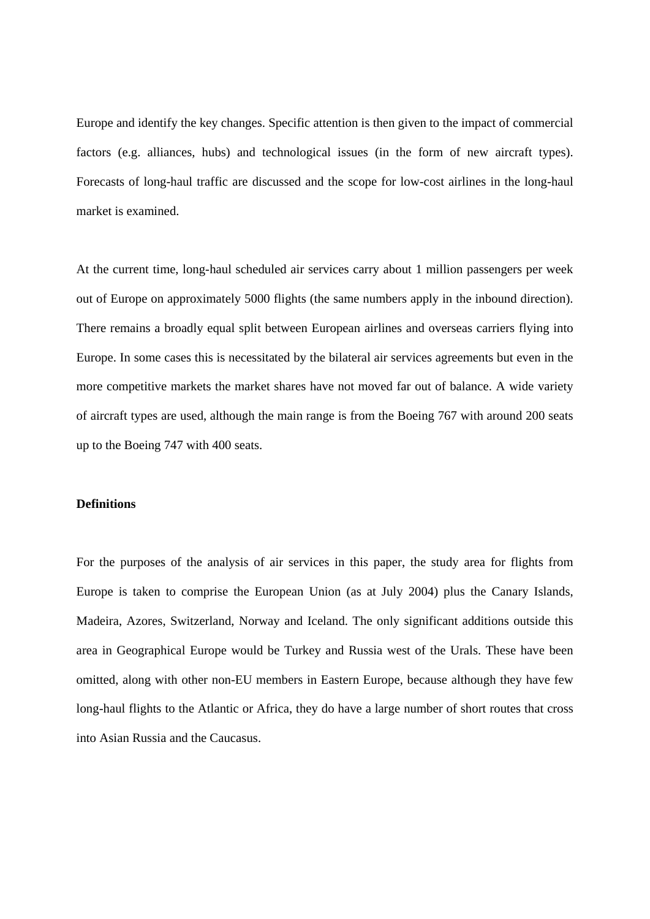Europe and identify the key changes. Specific attention is then given to the impact of commercial factors (e.g. alliances, hubs) and technological issues (in the form of new aircraft types). Forecasts of long-haul traffic are discussed and the scope for low-cost airlines in the long-haul market is examined.

At the current time, long-haul scheduled air services carry about 1 million passengers per week out of Europe on approximately 5000 flights (the same numbers apply in the inbound direction). There remains a broadly equal split between European airlines and overseas carriers flying into Europe. In some cases this is necessitated by the bilateral air services agreements but even in the more competitive markets the market shares have not moved far out of balance. A wide variety of aircraft types are used, although the main range is from the Boeing 767 with around 200 seats up to the Boeing 747 with 400 seats.

**Definitions**

For the purposes of the analysis of air services in this paper, the study area for flights from Europe is taken to comprise the European Union (as at July 2004) plus the Canary Islands, Madeira, Azores, Switzerland, Norway and Iceland. The only significant additions outside this area in Geographical Europe would be Turkey and Russia west of the Urals. These have been omitted, along with other non-EU members in Eastern Europe, because although they have few long-haul flights to the Atlantic or Africa, they do have a large number of short routes that cross into Asian Russia and the Caucasus.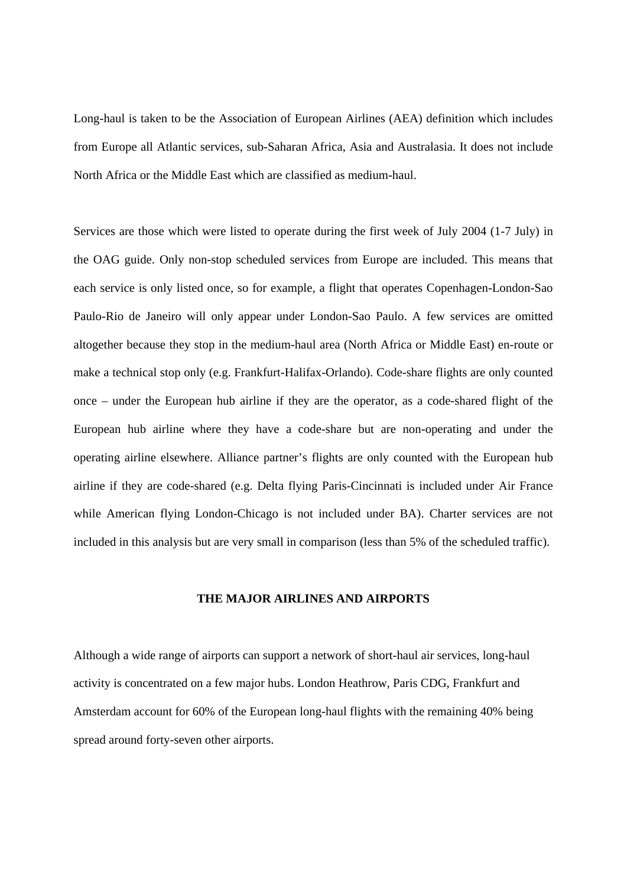Long-haul is taken to be the Association of European Airlines (AEA) definition which includes from Europe all Atlantic services, sub-Saharan Africa, Asia and Australasia. It does not include North Africa or the Middle East which are classified as medium-haul.

Services are those which were listed to operate during the first week of July 2004 (1-7 July) in the OAG guide. Only non-stop scheduled services from Europe are included. This means that each service is only listed once, so for example, a flight that operates Copenhagen-London-Sao Paulo-Rio de Janeiro will only appear under London-Sao Paulo. A few services are omitted altogether because they stop in the medium-haul area (North Africa or Middle East) en-route or make a technical stop only (e.g. Frankfurt-Halifax-Orlando). Code-share flights are only counted once – under the European hub airline if they are the operator, as a code-shared flight of the European hub airline where they have a code-share but are non-operating and under the operating airline elsewhere. Alliance partner's flights are only counted with the European hub airline if they are code-shared (e.g. Delta flying Paris-Cincinnati is included under Air France while American flying London-Chicago is not included under BA). Charter services are not included in this analysis but are very small in comparison (less than 5% of the scheduled traffic).

## THE MAJOR AIRLINES AND AIRPORTS

Although a wide range of airports can support a network of short-haul air services, long-haul activity is concentrated on a few major hubs. London Heathrow, Paris CDG, Frankfurt and Amsterdam account for 60% of the European long-haul flights with the remaining 40% being spread around forty-seven other airports.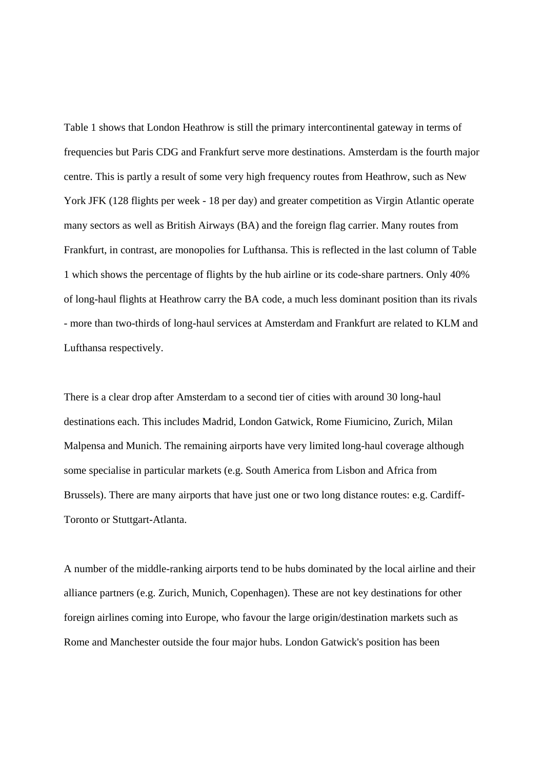Table 1 shows that London Heathrow is still the primary intercontinental gateway in terms of frequencies but Paris CDG and Frankfurt serve more destinations. Amsterdam is the fourth major centre. This is partly a result of some very high frequency routes from Heathrow, such as New York JFK (128 flights per week - 18 per day) and greater competition as Virgin Atlantic operate many sectors as well as British Airways (BA) and the foreign flag carrier. Many routes from Frankfurt, in contrast, are monopolies for Lufthansa. This is reflected in the last column of Table 1 which shows the percentage of flights by the hub airline or its code-share partners. Only 40% of long-haul flights at Heathrow carry the BA code, a much less dominant position than its rivals - more than two-thirds of long-haul services at Amsterdam and Frankfurt are related to KLM and Lufthansa respectively.

There is a clear drop after Amsterdam to a second tier of cities with around 30 long-haul destinations each. This includes Madrid, London Gatwick, Rome Fiumicino, Zurich, Milan Malpensa and Munich. The remaining airports have very limited long-haul coverage although some specialise in particular markets (e.g. South America from Lisbon and Africa from Brussels). There are many airports that have just one or two long distance routes: e.g. Cardiff-Toronto or Stuttgart-Atlanta.

A number of the middle-ranking airports tend to be hubs dominated by the local airline and their alliance partners (e.g. Zurich, Munich, Copenhagen). These are not key destinations for other foreign airlines coming into Europe, who favour the large origin/destination markets such as Rome and Manchester outside the four major hubs. London Gatwick's position has been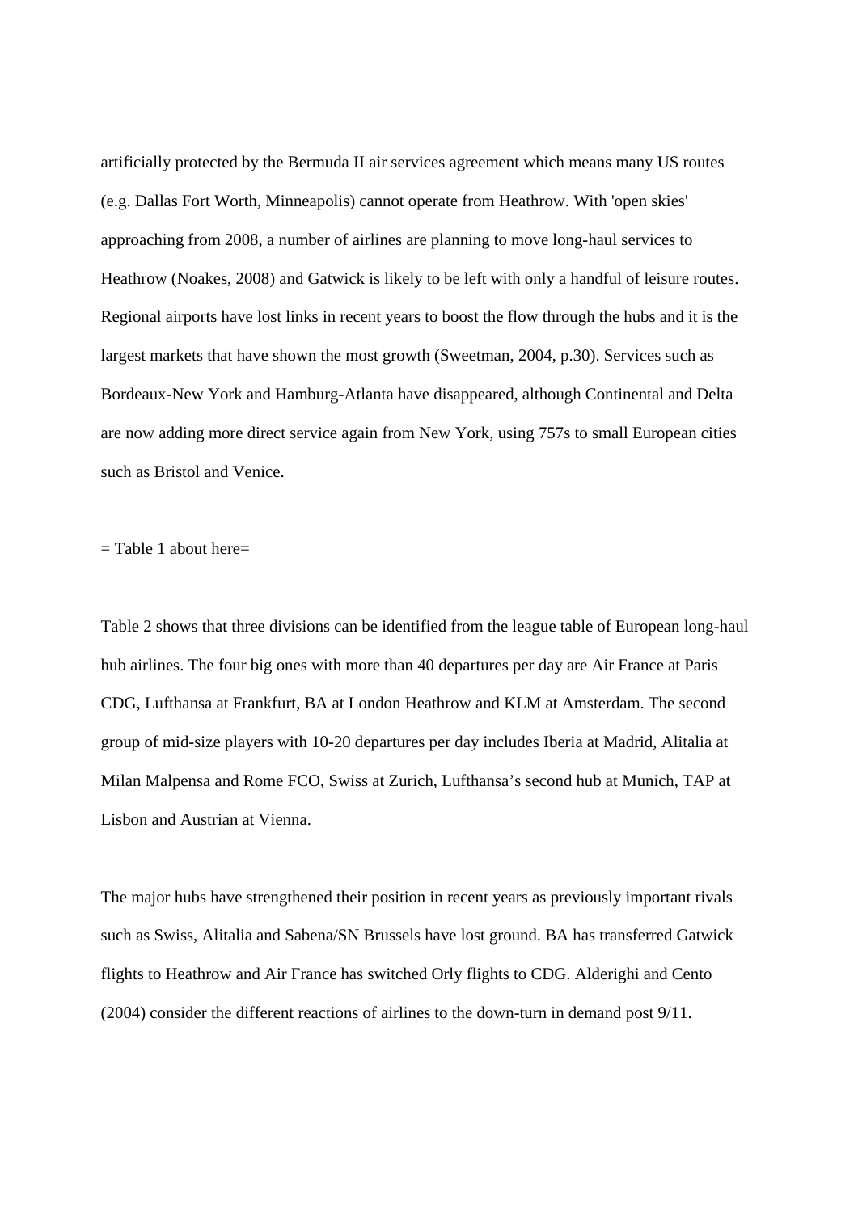artificially protected by the Bermuda II air services agreement which means many US routes (e.g. Dallas Fort Worth, Minneapolis) cannot operate from Heathrow. With 'open skies' approaching from 2008, a number of airlines are planning to move long-haul services to Heathrow (Noakes, 2008) and Gatwick is likely to be left with only a handful of leisure routes. Regional airports have lost links in recent years to boost the flow through the hubs and it is the largest markets that have shown the most growth (Sweetman, 2004, p.30). Services such as Bordeaux-New York and Hamburg-Atlanta have disappeared, although Continental and Delta are now adding more direct service again from New York, using 757s to small European cities such as Bristol and Venice.

= Table 1 about here=

Table 2 shows that three divisions can be identified from the league table of European long-haul hub airlines. The four big ones with more than 40 departures per day are Air France at Paris CDG, Lufthansa at Frankfurt, BA at London Heathrow and KLM at Amsterdam. The second group of mid-size players with 10-20 departures per day includes Iberia at Madrid, Alitalia at Milan Malpensa and Rome FCO, Swiss at Zurich, Lufthansa’s second hub at Munich, TAP at Lisbon and Austrian at Vienna.

The major hubs have strengthened their position in recent years as previously important rivals such as Swiss, Alitalia and Sabena/SN Brussels have lost ground. BA has transferred Gatwick flights to Heathrow and Air France has switched Orly flights to CDG. Alderighi and Cento (2004) consider the different reactions of airlines to the down-turn in demand post 9/11.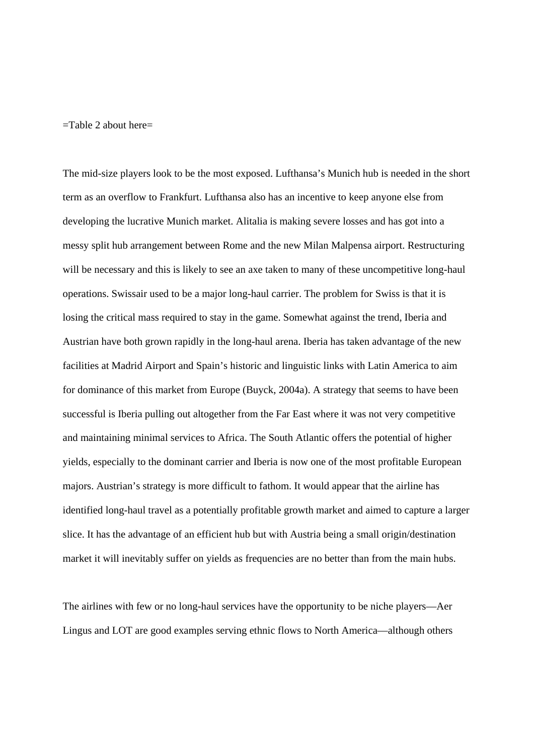=Table 2 about here=

The mid-size players look to be the most exposed. Lufthansa's Munich hub is needed in the short term as an overflow to Frankfurt. Lufthansa also has an incentive to keep anyone else from developing the lucrative Munich market. Alitalia is making severe losses and has got into a messy split hub arrangement between Rome and the new Milan Malpensa airport. Restructuring will be necessary and this is likely to see an axe taken to many of these uncompetitive long-haul operations. Swissair used to be a major long-haul carrier. The problem for Swiss is that it is losing the critical mass required to stay in the game. Somewhat against the trend, Iberia and Austrian have both grown rapidly in the long-haul arena. Iberia has taken advantage of the new facilities at Madrid Airport and Spain's historic and linguistic links with Latin America to aim for dominance of this market from Europe (Buyck, 2004a). A strategy that seems to have been successful is Iberia pulling out altogether from the Far East where it was not very competitive and maintaining minimal services to Africa. The South Atlantic offers the potential of higher yields, especially to the dominant carrier and Iberia is now one of the most profitable European majors. Austrian's strategy is more difficult to fathom. It would appear that the airline has identified long-haul travel as a potentially profitable growth market and aimed to capture a larger slice. It has the advantage of an efficient hub but with Austria being a small origin/destination market it will inevitably suffer on yields as frequencies are no better than from the main hubs.

The airlines with few or no long-haul services have the opportunity to be niche players—Aer Lingus and LOT are good examples serving ethnic flows to North America—although others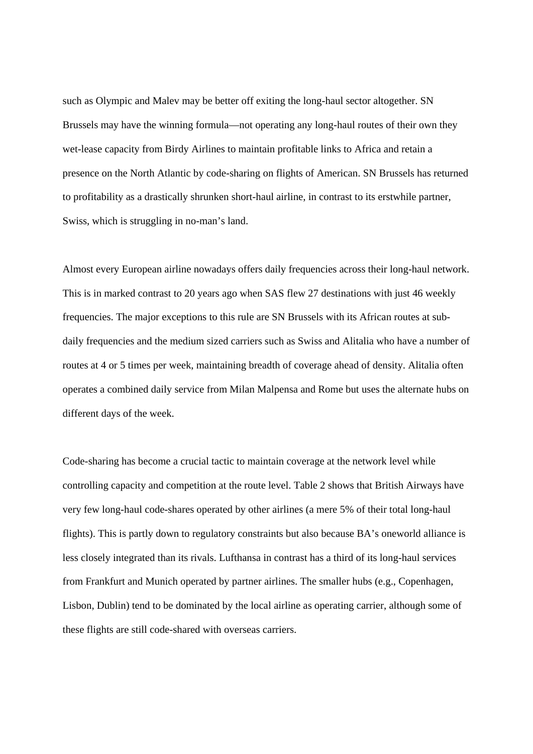such as Olympic and Malev may be better off exiting the long-haul sector altogether. SN Brussels may have the winning formula—not operating any long-haul routes of their own they wet-lease capacity from Birdy Airlines to maintain profitable links to Africa and retain a presence on the North Atlantic by code-sharing on flights of American. SN Brussels has returned to profitability as a drastically shrunken short-haul airline, in contrast to its erstwhile partner, Swiss, which is struggling in no-man's land.

Almost every European airline nowadays offers daily frequencies across their long-haul network. This is in marked contrast to 20 years ago when SAS flew 27 destinations with just 46 weekly frequencies. The major exceptions to this rule are SN Brussels with its African routes at sub-daily frequencies and the medium sized carriers such as Swiss and Alitalia who have a number of routes at 4 or 5 times per week, maintaining breadth of coverage ahead of density. Alitalia often operates a combined daily service from Milan Malpensa and Rome but uses the alternate hubs on different days of the week.

Code-sharing has become a crucial tactic to maintain coverage at the network level while controlling capacity and competition at the route level. Table 2 shows that British Airways have very few long-haul code-shares operated by other airlines (a mere 5% of their total long-haul flights). This is partly down to regulatory constraints but also because BA's oneworld alliance is less closely integrated than its rivals. Lufthansa in contrast has a third of its long-haul services from Frankfurt and Munich operated by partner airlines. The smaller hubs (e.g., Copenhagen, Lisbon, Dublin) tend to be dominated by the local airline as operating carrier, although some of these flights are still code-shared with overseas carriers.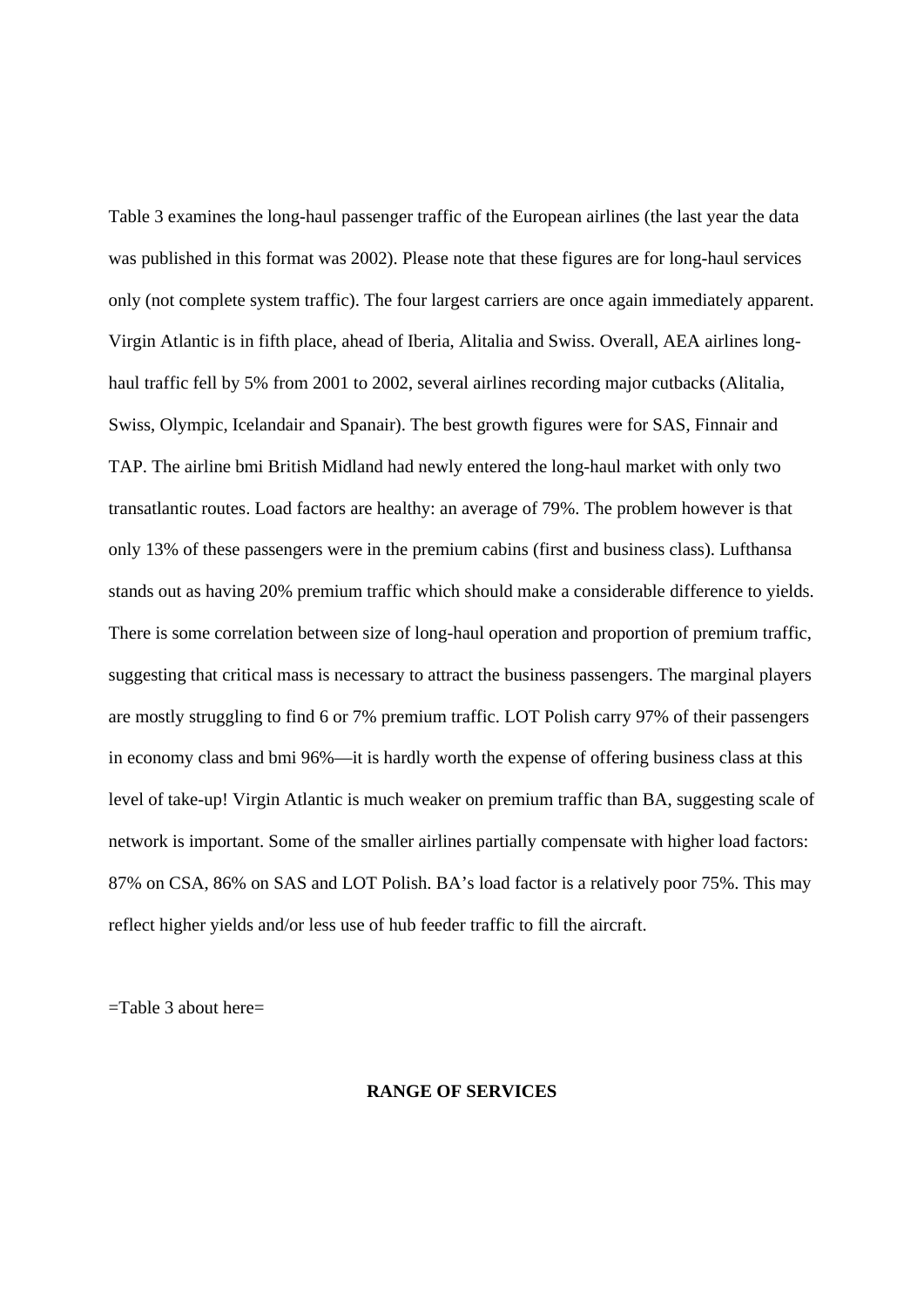Table 3 examines the long-haul passenger traffic of the European airlines (the last year the data was published in this format was 2002). Please note that these figures are for long-haul services only (not complete system traffic). The four largest carriers are once again immediately apparent. Virgin Atlantic is in fifth place, ahead of Iberia, Alitalia and Swiss. Overall, AEA airlines long-haul traffic fell by 5% from 2001 to 2002, several airlines recording major cutbacks (Alitalia, Swiss, Olympic, Icelandair and Spanair). The best growth figures were for SAS, Finnair and TAP. The airline bmi British Midland had newly entered the long-haul market with only two transatlantic routes. Load factors are healthy: an average of 79%. The problem however is that only 13% of these passengers were in the premium cabins (first and business class). Lufthansa stands out as having 20% premium traffic which should make a considerable difference to yields. There is some correlation between size of long-haul operation and proportion of premium traffic, suggesting that critical mass is necessary to attract the business passengers. The marginal players are mostly struggling to find 6 or 7% premium traffic. LOT Polish carry 97% of their passengers in economy class and bmi 96%—it is hardly worth the expense of offering business class at this level of take-up! Virgin Atlantic is much weaker on premium traffic than BA, suggesting scale of network is important. Some of the smaller airlines partially compensate with higher load factors: 87% on CSA, 86% on SAS and LOT Polish. BA's load factor is a relatively poor 75%. This may reflect higher yields and/or less use of hub feeder traffic to fill the aircraft.

=Table 3 about here=

## RANGE OF SERVICES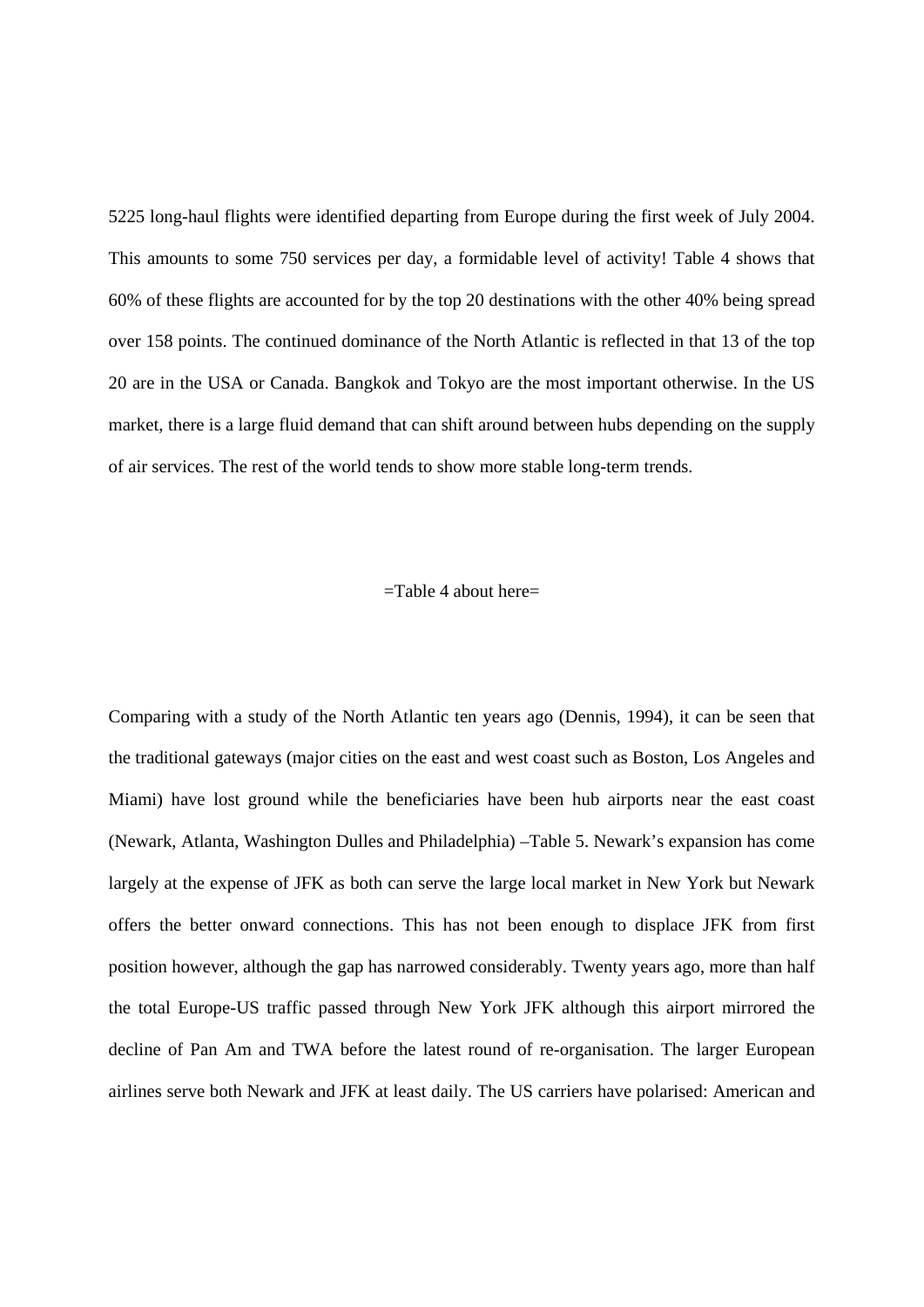5225 long-haul flights were identified departing from Europe during the first week of July 2004. This amounts to some 750 services per day, a formidable level of activity! Table 4 shows that 60% of these flights are accounted for by the top 20 destinations with the other 40% being spread over 158 points. The continued dominance of the North Atlantic is reflected in that 13 of the top 20 are in the USA or Canada. Bangkok and Tokyo are the most important otherwise. In the US market, there is a large fluid demand that can shift around between hubs depending on the supply of air services. The rest of the world tends to show more stable long-term trends.

=Table 4 about here=

Comparing with a study of the North Atlantic ten years ago (Dennis, 1994), it can be seen that the traditional gateways (major cities on the east and west coast such as Boston, Los Angeles and Miami) have lost ground while the beneficiaries have been hub airports near the east coast (Newark, Atlanta, Washington Dulles and Philadelphia) –Table 5. Newark's expansion has come largely at the expense of JFK as both can serve the large local market in New York but Newark offers the better onward connections. This has not been enough to displace JFK from first position however, although the gap has narrowed considerably. Twenty years ago, more than half the total Europe-US traffic passed through New York JFK although this airport mirrored the decline of Pan Am and TWA before the latest round of re-organisation. The larger European airlines serve both Newark and JFK at least daily. The US carriers have polarised: American and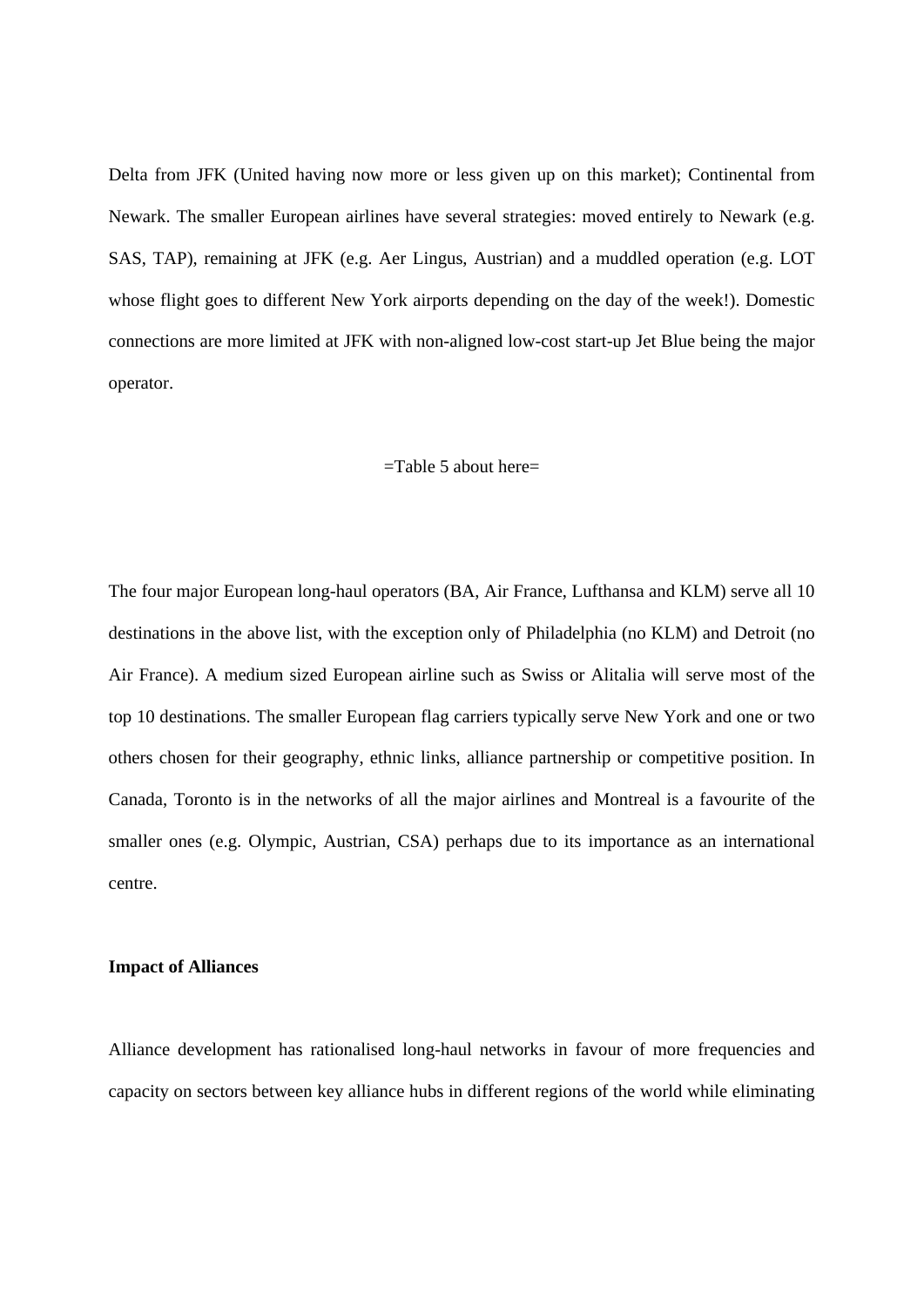Delta from JFK (United having now more or less given up on this market); Continental from Newark. The smaller European airlines have several strategies: moved entirely to Newark (e.g. SAS, TAP), remaining at JFK (e.g. Aer Lingus, Austrian) and a muddled operation (e.g. LOT whose flight goes to different New York airports depending on the day of the week!). Domestic connections are more limited at JFK with non-aligned low-cost start-up Jet Blue being the major operator.

=Table 5 about here=

The four major European long-haul operators (BA, Air France, Lufthansa and KLM) serve all 10 destinations in the above list, with the exception only of Philadelphia (no KLM) and Detroit (no Air France). A medium sized European airline such as Swiss or Alitalia will serve most of the top 10 destinations. The smaller European flag carriers typically serve New York and one or two others chosen for their geography, ethnic links, alliance partnership or competitive position. In Canada, Toronto is in the networks of all the major airlines and Montreal is a favourite of the smaller ones (e.g. Olympic, Austrian, CSA) perhaps due to its importance as an international centre.

**Impact of Alliances**

Alliance development has rationalised long-haul networks in favour of more frequencies and capacity on sectors between key alliance hubs in different regions of the world while eliminating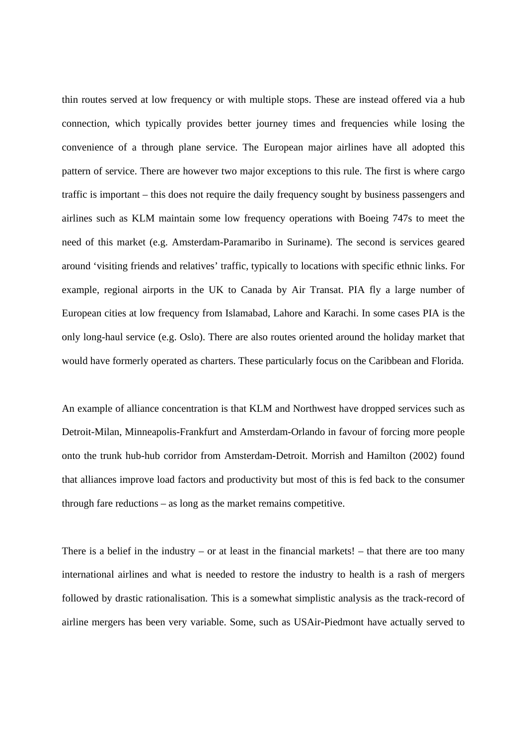thin routes served at low frequency or with multiple stops. These are instead offered via a hub connection, which typically provides better journey times and frequencies while losing the convenience of a through plane service. The European major airlines have all adopted this pattern of service. There are however two major exceptions to this rule. The first is where cargo traffic is important – this does not require the daily frequency sought by business passengers and airlines such as KLM maintain some low frequency operations with Boeing 747s to meet the need of this market (e.g. Amsterdam-Paramaribo in Suriname). The second is services geared around 'visiting friends and relatives' traffic, typically to locations with specific ethnic links. For example, regional airports in the UK to Canada by Air Transat. PIA fly a large number of European cities at low frequency from Islamabad, Lahore and Karachi. In some cases PIA is the only long-haul service (e.g. Oslo). There are also routes oriented around the holiday market that would have formerly operated as charters. These particularly focus on the Caribbean and Florida.

An example of alliance concentration is that KLM and Northwest have dropped services such as Detroit-Milan, Minneapolis-Frankfurt and Amsterdam-Orlando in favour of forcing more people onto the trunk hub-hub corridor from Amsterdam-Detroit. Morrish and Hamilton (2002) found that alliances improve load factors and productivity but most of this is fed back to the consumer through fare reductions – as long as the market remains competitive.

There is a belief in the industry – or at least in the financial markets! – that there are too many international airlines and what is needed to restore the industry to health is a rash of mergers followed by drastic rationalisation. This is a somewhat simplistic analysis as the track-record of airline mergers has been very variable. Some, such as USAir-Piedmont have actually served to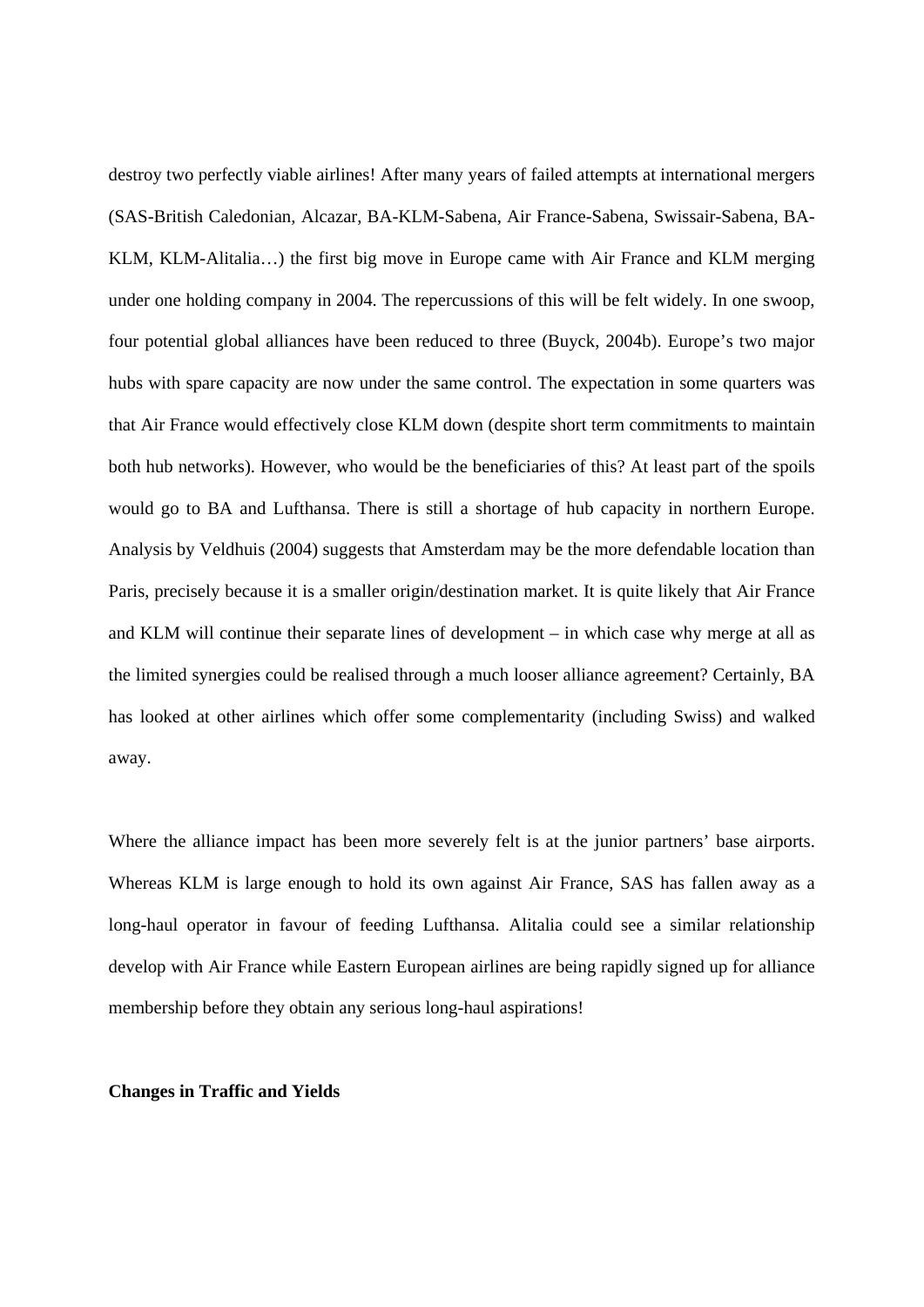destroy two perfectly viable airlines! After many years of failed attempts at international mergers (SAS-British Caledonian, Alcazar, BA-KLM-Sabena, Air France-Sabena, Swissair-Sabena, BA-KLM, KLM-Alitalia…) the first big move in Europe came with Air France and KLM merging under one holding company in 2004. The repercussions of this will be felt widely. In one swoop, four potential global alliances have been reduced to three (Buyck, 2004b). Europe's two major hubs with spare capacity are now under the same control. The expectation in some quarters was that Air France would effectively close KLM down (despite short term commitments to maintain both hub networks). However, who would be the beneficiaries of this? At least part of the spoils would go to BA and Lufthansa. There is still a shortage of hub capacity in northern Europe. Analysis by Veldhuis (2004) suggests that Amsterdam may be the more defendable location than Paris, precisely because it is a smaller origin/destination market. It is quite likely that Air France and KLM will continue their separate lines of development – in which case why merge at all as the limited synergies could be realised through a much looser alliance agreement? Certainly, BA has looked at other airlines which offer some complementarity (including Swiss) and walked away.

Where the alliance impact has been more severely felt is at the junior partners' base airports. Whereas KLM is large enough to hold its own against Air France, SAS has fallen away as a long-haul operator in favour of feeding Lufthansa. Alitalia could see a similar relationship develop with Air France while Eastern European airlines are being rapidly signed up for alliance membership before they obtain any serious long-haul aspirations!

**Changes in Traffic and Yields**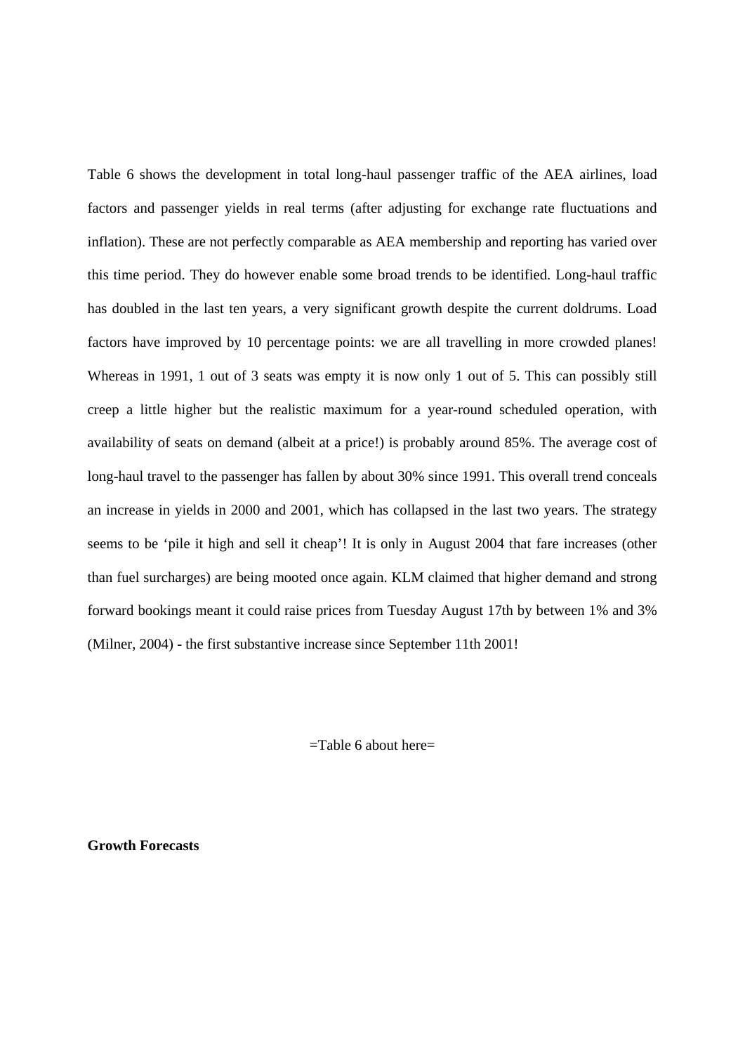Table 6 shows the development in total long-haul passenger traffic of the AEA airlines, load factors and passenger yields in real terms (after adjusting for exchange rate fluctuations and inflation). These are not perfectly comparable as AEA membership and reporting has varied over this time period. They do however enable some broad trends to be identified. Long-haul traffic has doubled in the last ten years, a very significant growth despite the current doldrums. Load factors have improved by 10 percentage points: we are all travelling in more crowded planes! Whereas in 1991, 1 out of 3 seats was empty it is now only 1 out of 5. This can possibly still creep a little higher but the realistic maximum for a year-round scheduled operation, with availability of seats on demand (albeit at a price!) is probably around 85%. The average cost of long-haul travel to the passenger has fallen by about 30% since 1991. This overall trend conceals an increase in yields in 2000 and 2001, which has collapsed in the last two years. The strategy seems to be 'pile it high and sell it cheap'! It is only in August 2004 that fare increases (other than fuel surcharges) are being mooted once again. KLM claimed that higher demand and strong forward bookings meant it could raise prices from Tuesday August 17th by between 1% and 3% (Milner, 2004) - the first substantive increase since September 11th 2001!

=Table 6 about here=

**Growth Forecasts**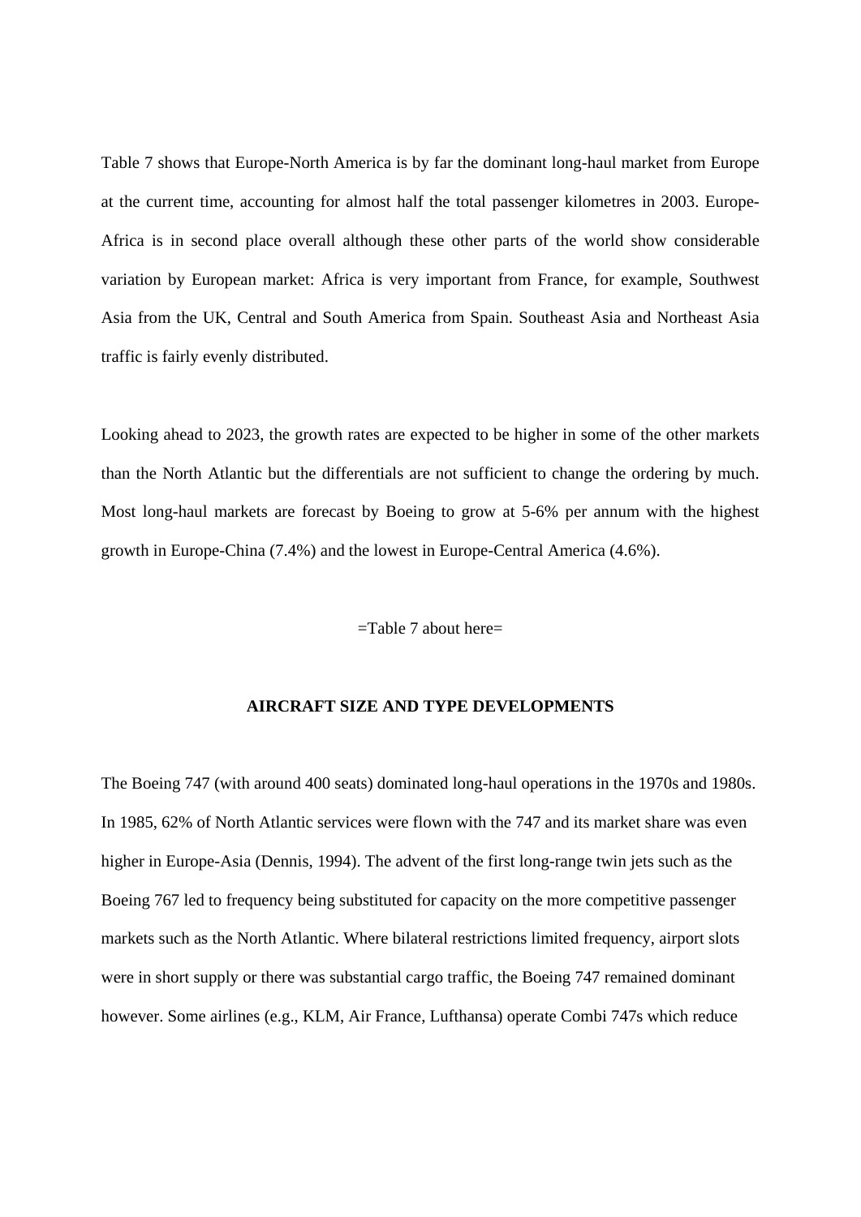Table 7 shows that Europe-North America is by far the dominant long-haul market from Europe at the current time, accounting for almost half the total passenger kilometres in 2003. Europe-Africa is in second place overall although these other parts of the world show considerable variation by European market: Africa is very important from France, for example, Southwest Asia from the UK, Central and South America from Spain. Southeast Asia and Northeast Asia traffic is fairly evenly distributed.

Looking ahead to 2023, the growth rates are expected to be higher in some of the other markets than the North Atlantic but the differentials are not sufficient to change the ordering by much. Most long-haul markets are forecast by Boeing to grow at 5-6% per annum with the highest growth in Europe-China (7.4%) and the lowest in Europe-Central America (4.6%).

=Table 7 about here=

## AIRCRAFT SIZE AND TYPE DEVELOPMENTS

The Boeing 747 (with around 400 seats) dominated long-haul operations in the 1970s and 1980s. In 1985, 62% of North Atlantic services were flown with the 747 and its market share was even higher in Europe-Asia (Dennis, 1994). The advent of the first long-range twin jets such as the Boeing 767 led to frequency being substituted for capacity on the more competitive passenger markets such as the North Atlantic. Where bilateral restrictions limited frequency, airport slots were in short supply or there was substantial cargo traffic, the Boeing 747 remained dominant however. Some airlines (e.g., KLM, Air France, Lufthansa) operate Combi 747s which reduce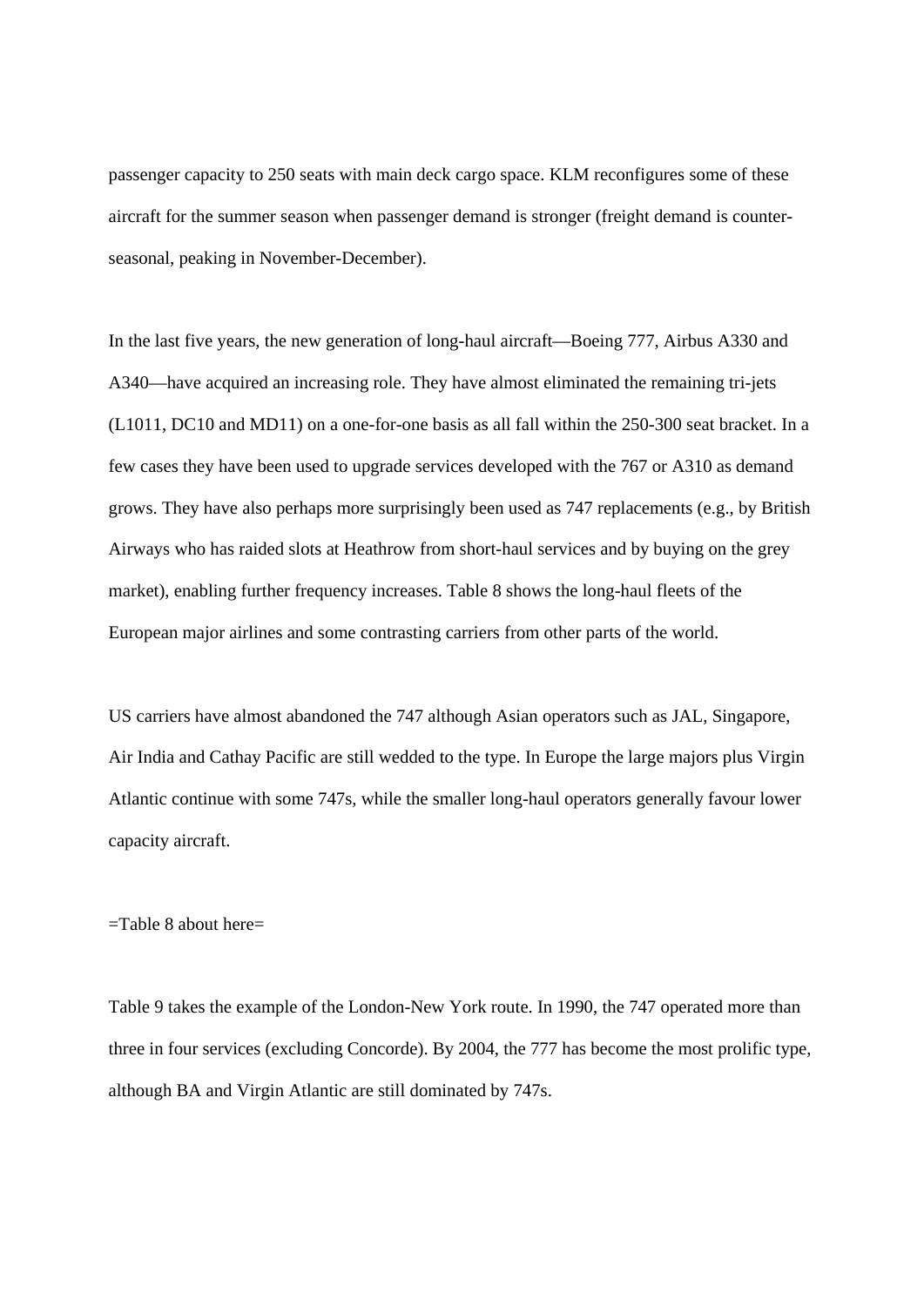passenger capacity to 250 seats with main deck cargo space. KLM reconfigures some of these aircraft for the summer season when passenger demand is stronger (freight demand is counter-seasonal, peaking in November-December).

In the last five years, the new generation of long-haul aircraft—Boeing 777, Airbus A330 and A340—have acquired an increasing role. They have almost eliminated the remaining tri-jets (L1011, DC10 and MD11) on a one-for-one basis as all fall within the 250-300 seat bracket. In a few cases they have been used to upgrade services developed with the 767 or A310 as demand grows. They have also perhaps more surprisingly been used as 747 replacements (e.g., by British Airways who has raided slots at Heathrow from short-haul services and by buying on the grey market), enabling further frequency increases. Table 8 shows the long-haul fleets of the European major airlines and some contrasting carriers from other parts of the world.

US carriers have almost abandoned the 747 although Asian operators such as JAL, Singapore, Air India and Cathay Pacific are still wedded to the type. In Europe the large majors plus Virgin Atlantic continue with some 747s, while the smaller long-haul operators generally favour lower capacity aircraft.

=Table 8 about here=

Table 9 takes the example of the London-New York route. In 1990, the 747 operated more than three in four services (excluding Concorde). By 2004, the 777 has become the most prolific type, although BA and Virgin Atlantic are still dominated by 747s.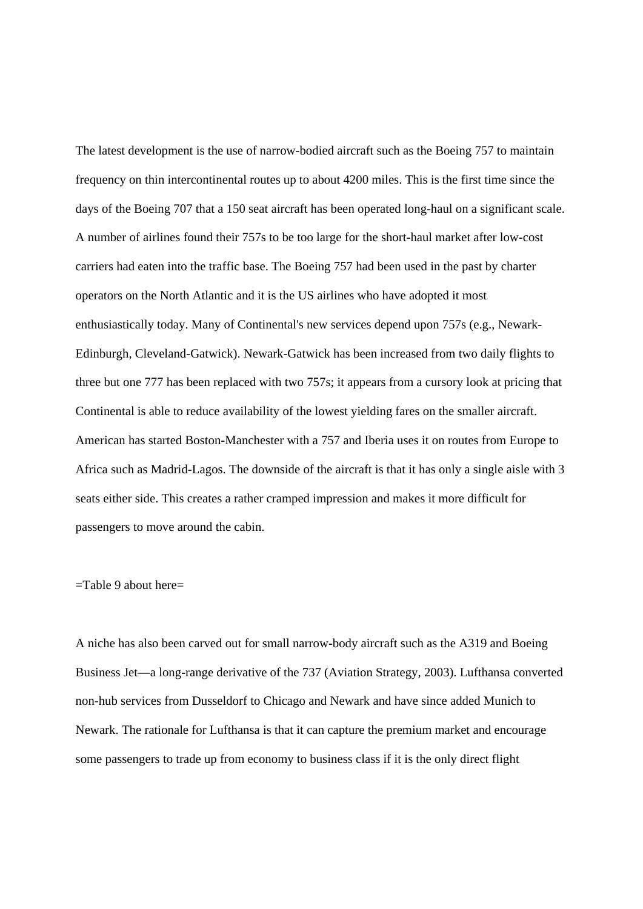The latest development is the use of narrow-bodied aircraft such as the Boeing 757 to maintain frequency on thin intercontinental routes up to about 4200 miles. This is the first time since the days of the Boeing 707 that a 150 seat aircraft has been operated long-haul on a significant scale. A number of airlines found their 757s to be too large for the short-haul market after low-cost carriers had eaten into the traffic base. The Boeing 757 had been used in the past by charter operators on the North Atlantic and it is the US airlines who have adopted it most enthusiastically today. Many of Continental's new services depend upon 757s (e.g., Newark-Edinburgh, Cleveland-Gatwick). Newark-Gatwick has been increased from two daily flights to three but one 777 has been replaced with two 757s; it appears from a cursory look at pricing that Continental is able to reduce availability of the lowest yielding fares on the smaller aircraft. American has started Boston-Manchester with a 757 and Iberia uses it on routes from Europe to Africa such as Madrid-Lagos. The downside of the aircraft is that it has only a single aisle with 3 seats either side. This creates a rather cramped impression and makes it more difficult for passengers to move around the cabin.

=Table 9 about here=

A niche has also been carved out for small narrow-body aircraft such as the A319 and Boeing Business Jet—a long-range derivative of the 737 (Aviation Strategy, 2003). Lufthansa converted non-hub services from Dusseldorf to Chicago and Newark and have since added Munich to Newark. The rationale for Lufthansa is that it can capture the premium market and encourage some passengers to trade up from economy to business class if it is the only direct flight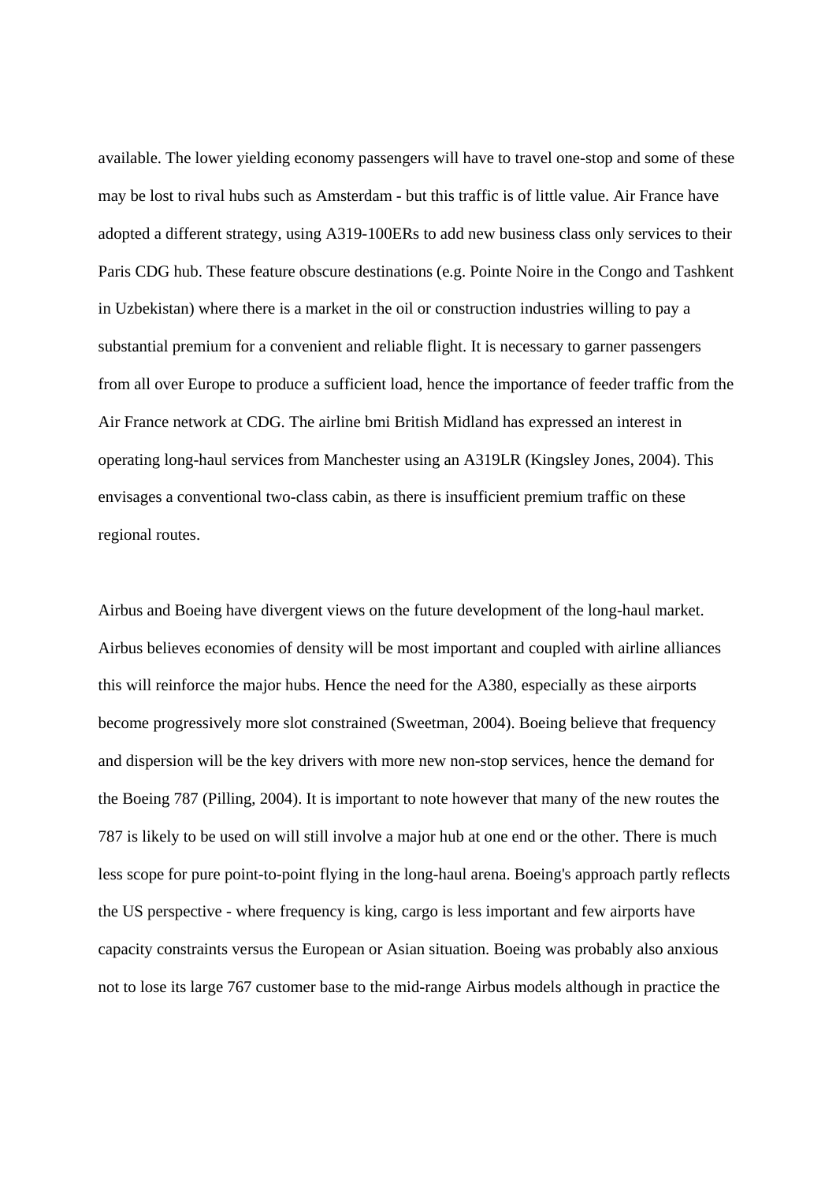available. The lower yielding economy passengers will have to travel one-stop and some of these may be lost to rival hubs such as Amsterdam - but this traffic is of little value. Air France have adopted a different strategy, using A319-100ERs to add new business class only services to their Paris CDG hub. These feature obscure destinations (e.g. Pointe Noire in the Congo and Tashkent in Uzbekistan) where there is a market in the oil or construction industries willing to pay a substantial premium for a convenient and reliable flight. It is necessary to garner passengers from all over Europe to produce a sufficient load, hence the importance of feeder traffic from the Air France network at CDG. The airline bmi British Midland has expressed an interest in operating long-haul services from Manchester using an A319LR (Kingsley Jones, 2004). This envisages a conventional two-class cabin, as there is insufficient premium traffic on these regional routes.

Airbus and Boeing have divergent views on the future development of the long-haul market. Airbus believes economies of density will be most important and coupled with airline alliances this will reinforce the major hubs. Hence the need for the A380, especially as these airports become progressively more slot constrained (Sweetman, 2004). Boeing believe that frequency and dispersion will be the key drivers with more new non-stop services, hence the demand for the Boeing 787 (Pilling, 2004). It is important to note however that many of the new routes the 787 is likely to be used on will still involve a major hub at one end or the other. There is much less scope for pure point-to-point flying in the long-haul arena. Boeing's approach partly reflects the US perspective - where frequency is king, cargo is less important and few airports have capacity constraints versus the European or Asian situation. Boeing was probably also anxious not to lose its large 767 customer base to the mid-range Airbus models although in practice the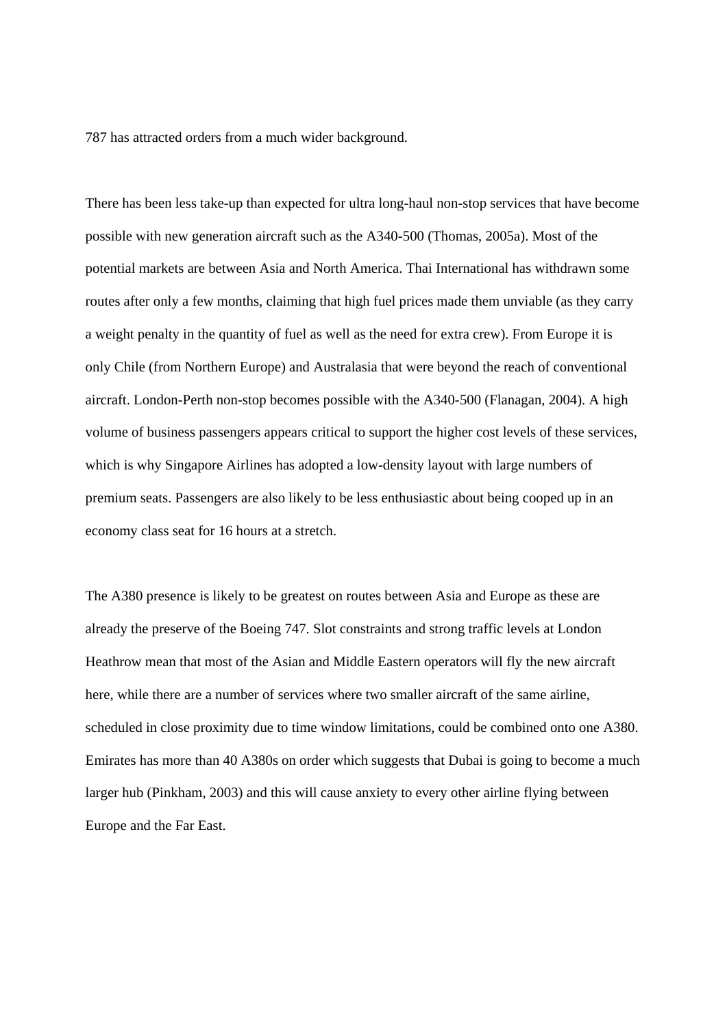787 has attracted orders from a much wider background.

There has been less take-up than expected for ultra long-haul non-stop services that have become possible with new generation aircraft such as the A340-500 (Thomas, 2005a). Most of the potential markets are between Asia and North America. Thai International has withdrawn some routes after only a few months, claiming that high fuel prices made them unviable (as they carry a weight penalty in the quantity of fuel as well as the need for extra crew). From Europe it is only Chile (from Northern Europe) and Australasia that were beyond the reach of conventional aircraft. London-Perth non-stop becomes possible with the A340-500 (Flanagan, 2004). A high volume of business passengers appears critical to support the higher cost levels of these services, which is why Singapore Airlines has adopted a low-density layout with large numbers of premium seats. Passengers are also likely to be less enthusiastic about being cooped up in an economy class seat for 16 hours at a stretch.

The A380 presence is likely to be greatest on routes between Asia and Europe as these are already the preserve of the Boeing 747. Slot constraints and strong traffic levels at London Heathrow mean that most of the Asian and Middle Eastern operators will fly the new aircraft here, while there are a number of services where two smaller aircraft of the same airline, scheduled in close proximity due to time window limitations, could be combined onto one A380. Emirates has more than 40 A380s on order which suggests that Dubai is going to become a much larger hub (Pinkham, 2003) and this will cause anxiety to every other airline flying between Europe and the Far East.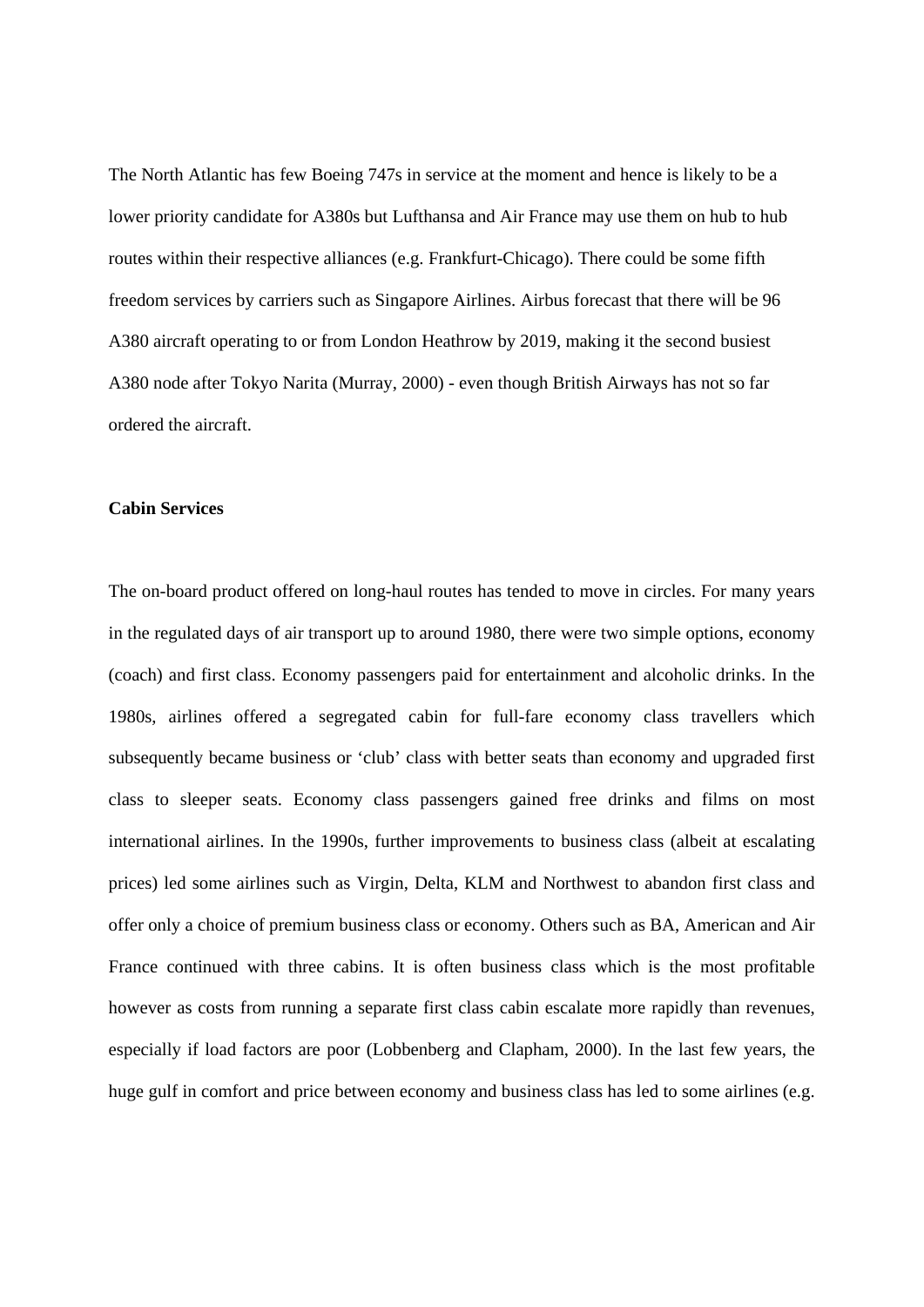The North Atlantic has few Boeing 747s in service at the moment and hence is likely to be a lower priority candidate for A380s but Lufthansa and Air France may use them on hub to hub routes within their respective alliances (e.g. Frankfurt-Chicago). There could be some fifth freedom services by carriers such as Singapore Airlines. Airbus forecast that there will be 96 A380 aircraft operating to or from London Heathrow by 2019, making it the second busiest A380 node after Tokyo Narita (Murray, 2000) - even though British Airways has not so far ordered the aircraft.

**Cabin Services**

The on-board product offered on long-haul routes has tended to move in circles. For many years in the regulated days of air transport up to around 1980, there were two simple options, economy (coach) and first class. Economy passengers paid for entertainment and alcoholic drinks. In the 1980s, airlines offered a segregated cabin for full-fare economy class travellers which subsequently became business or 'club' class with better seats than economy and upgraded first class to sleeper seats. Economy class passengers gained free drinks and films on most international airlines. In the 1990s, further improvements to business class (albeit at escalating prices) led some airlines such as Virgin, Delta, KLM and Northwest to abandon first class and offer only a choice of premium business class or economy. Others such as BA, American and Air France continued with three cabins. It is often business class which is the most profitable however as costs from running a separate first class cabin escalate more rapidly than revenues, especially if load factors are poor (Lobbenberg and Clapham, 2000). In the last few years, the huge gulf in comfort and price between economy and business class has led to some airlines (e.g.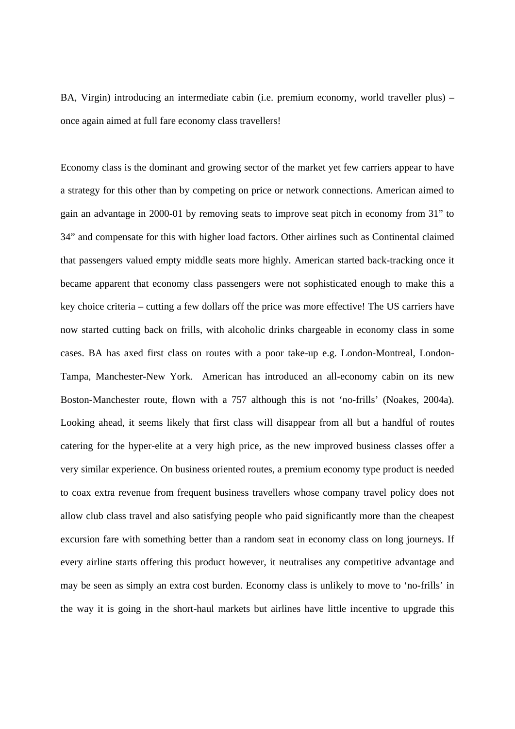BA, Virgin) introducing an intermediate cabin (i.e. premium economy, world traveller plus) – once again aimed at full fare economy class travellers!

Economy class is the dominant and growing sector of the market yet few carriers appear to have a strategy for this other than by competing on price or network connections. American aimed to gain an advantage in 2000-01 by removing seats to improve seat pitch in economy from 31” to 34” and compensate for this with higher load factors. Other airlines such as Continental claimed that passengers valued empty middle seats more highly. American started back-tracking once it became apparent that economy class passengers were not sophisticated enough to make this a key choice criteria – cutting a few dollars off the price was more effective! The US carriers have now started cutting back on frills, with alcoholic drinks chargeable in economy class in some cases. BA has axed first class on routes with a poor take-up e.g. London-Montreal, London-Tampa, Manchester-New York. American has introduced an all-economy cabin on its new Boston-Manchester route, flown with a 757 although this is not ‘no-frills’ (Noakes, 2004a). Looking ahead, it seems likely that first class will disappear from all but a handful of routes catering for the hyper-elite at a very high price, as the new improved business classes offer a very similar experience. On business oriented routes, a premium economy type product is needed to coax extra revenue from frequent business travellers whose company travel policy does not allow club class travel and also satisfying people who paid significantly more than the cheapest excursion fare with something better than a random seat in economy class on long journeys. If every airline starts offering this product however, it neutralises any competitive advantage and may be seen as simply an extra cost burden. Economy class is unlikely to move to ‘no-frills’ in the way it is going in the short-haul markets but airlines have little incentive to upgrade this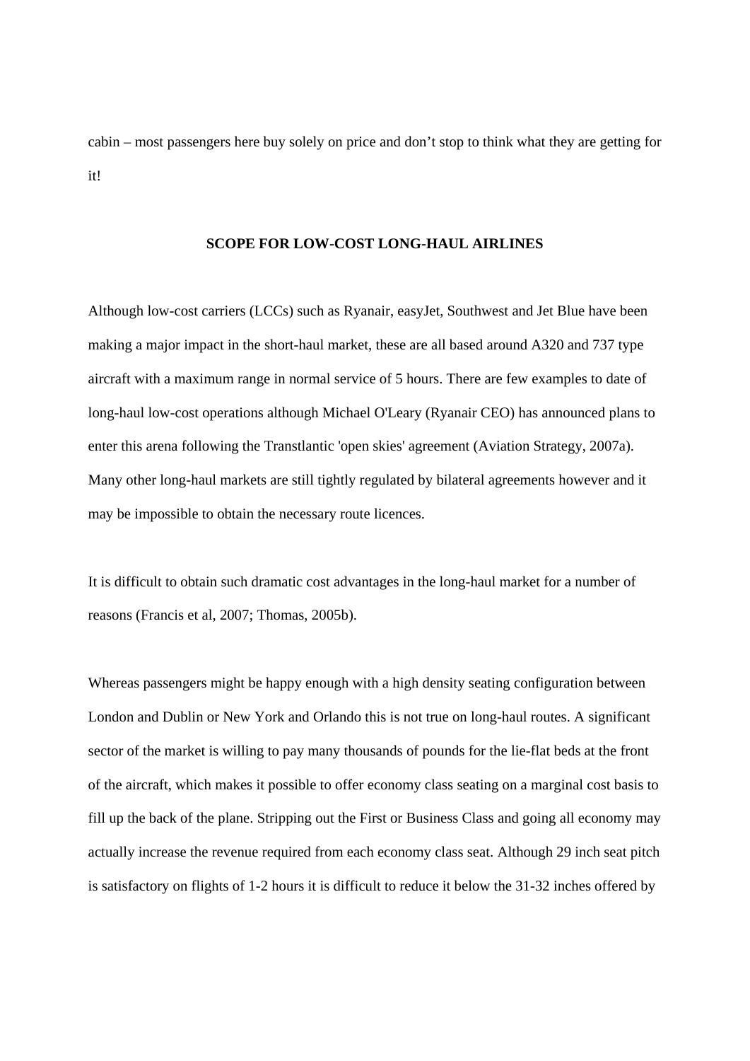cabin – most passengers here buy solely on price and don’t stop to think what they are getting for it!

## SCOPE FOR LOW-COST LONG-HAUL AIRLINES

Although low-cost carriers (LCCs) such as Ryanair, easyJet, Southwest and Jet Blue have been making a major impact in the short-haul market, these are all based around A320 and 737 type aircraft with a maximum range in normal service of 5 hours. There are few examples to date of long-haul low-cost operations although Michael O'Leary (Ryanair CEO) has announced plans to enter this arena following the Transtlantic 'open skies' agreement (Aviation Strategy, 2007a). Many other long-haul markets are still tightly regulated by bilateral agreements however and it may be impossible to obtain the necessary route licences.

It is difficult to obtain such dramatic cost advantages in the long-haul market for a number of reasons (Francis et al, 2007; Thomas, 2005b).

Whereas passengers might be happy enough with a high density seating configuration between London and Dublin or New York and Orlando this is not true on long-haul routes. A significant sector of the market is willing to pay many thousands of pounds for the lie-flat beds at the front of the aircraft, which makes it possible to offer economy class seating on a marginal cost basis to fill up the back of the plane. Stripping out the First or Business Class and going all economy may actually increase the revenue required from each economy class seat. Although 29 inch seat pitch is satisfactory on flights of 1-2 hours it is difficult to reduce it below the 31-32 inches offered by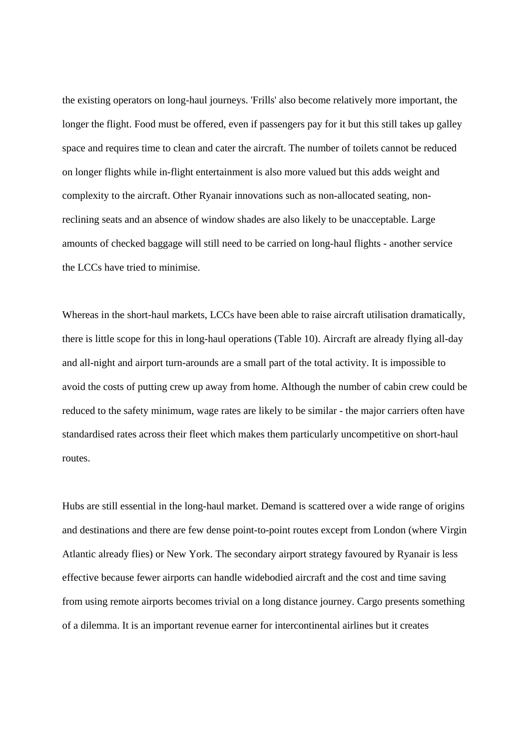the existing operators on long-haul journeys. 'Frills' also become relatively more important, the longer the flight. Food must be offered, even if passengers pay for it but this still takes up galley space and requires time to clean and cater the aircraft. The number of toilets cannot be reduced on longer flights while in-flight entertainment is also more valued but this adds weight and complexity to the aircraft. Other Ryanair innovations such as non-allocated seating, non-reclining seats and an absence of window shades are also likely to be unacceptable. Large amounts of checked baggage will still need to be carried on long-haul flights - another service the LCCs have tried to minimise.

Whereas in the short-haul markets, LCCs have been able to raise aircraft utilisation dramatically, there is little scope for this in long-haul operations (Table 10). Aircraft are already flying all-day and all-night and airport turn-arounds are a small part of the total activity. It is impossible to avoid the costs of putting crew up away from home. Although the number of cabin crew could be reduced to the safety minimum, wage rates are likely to be similar - the major carriers often have standardised rates across their fleet which makes them particularly uncompetitive on short-haul routes.

Hubs are still essential in the long-haul market. Demand is scattered over a wide range of origins and destinations and there are few dense point-to-point routes except from London (where Virgin Atlantic already flies) or New York. The secondary airport strategy favoured by Ryanair is less effective because fewer airports can handle widebodied aircraft and the cost and time saving from using remote airports becomes trivial on a long distance journey. Cargo presents something of a dilemma. It is an important revenue earner for intercontinental airlines but it creates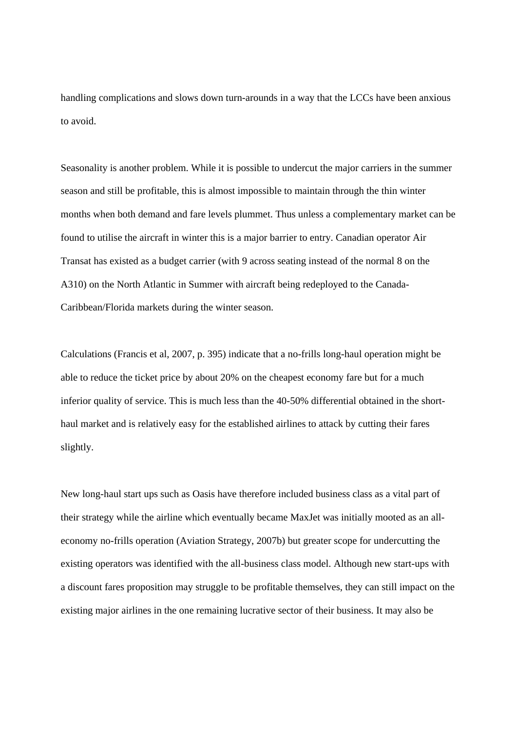handling complications and slows down turn-arounds in a way that the LCCs have been anxious to avoid.

Seasonality is another problem. While it is possible to undercut the major carriers in the summer season and still be profitable, this is almost impossible to maintain through the thin winter months when both demand and fare levels plummet. Thus unless a complementary market can be found to utilise the aircraft in winter this is a major barrier to entry. Canadian operator Air Transat has existed as a budget carrier (with 9 across seating instead of the normal 8 on the A310) on the North Atlantic in Summer with aircraft being redeployed to the Canada-Caribbean/Florida markets during the winter season.

Calculations (Francis et al, 2007, p. 395) indicate that a no-frills long-haul operation might be able to reduce the ticket price by about 20% on the cheapest economy fare but for a much inferior quality of service. This is much less than the 40-50% differential obtained in the short-haul market and is relatively easy for the established airlines to attack by cutting their fares slightly.

New long-haul start ups such as Oasis have therefore included business class as a vital part of their strategy while the airline which eventually became MaxJet was initially mooted as an all-economy no-frills operation (Aviation Strategy, 2007b) but greater scope for undercutting the existing operators was identified with the all-business class model. Although new start-ups with a discount fares proposition may struggle to be profitable themselves, they can still impact on the existing major airlines in the one remaining lucrative sector of their business. It may also be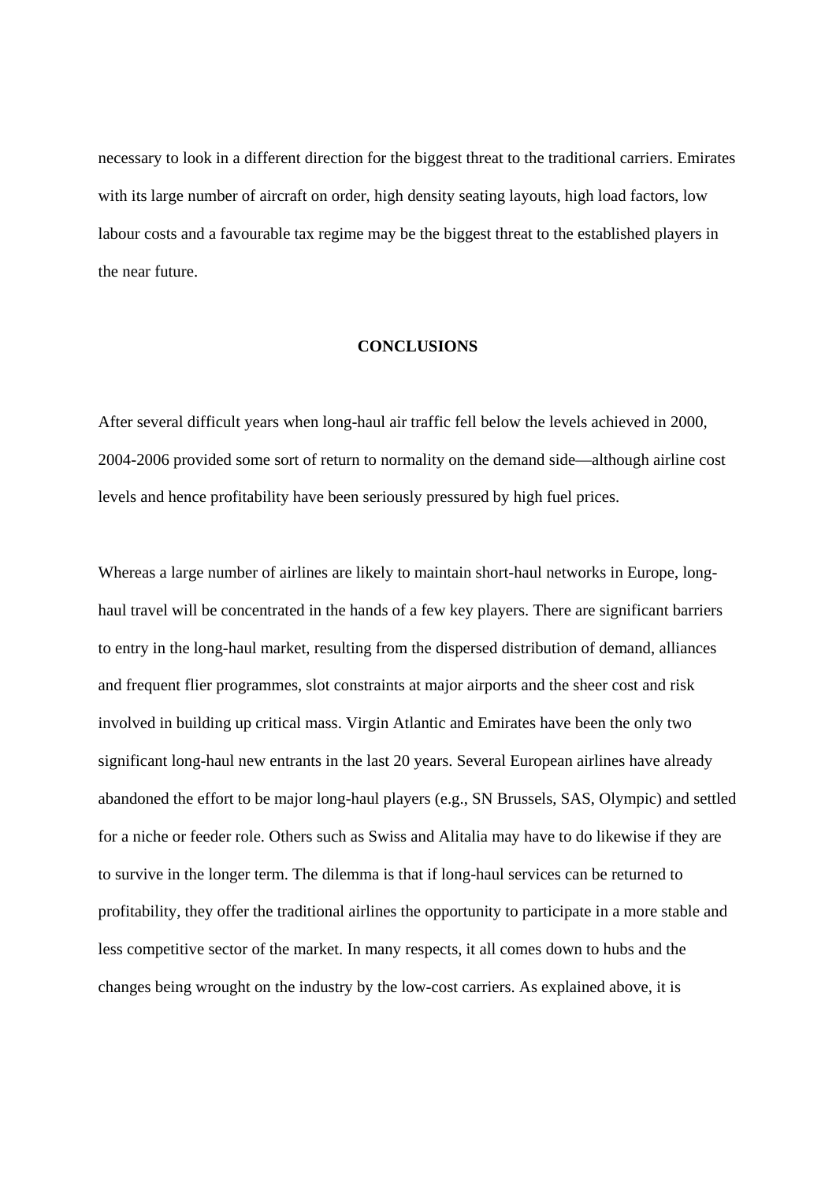necessary to look in a different direction for the biggest threat to the traditional carriers. Emirates with its large number of aircraft on order, high density seating layouts, high load factors, low labour costs and a favourable tax regime may be the biggest threat to the established players in the near future.

## CONCLUSIONS

After several difficult years when long-haul air traffic fell below the levels achieved in 2000, 2004-2006 provided some sort of return to normality on the demand side—although airline cost levels and hence profitability have been seriously pressured by high fuel prices.

Whereas a large number of airlines are likely to maintain short-haul networks in Europe, long-haul travel will be concentrated in the hands of a few key players. There are significant barriers to entry in the long-haul market, resulting from the dispersed distribution of demand, alliances and frequent flier programmes, slot constraints at major airports and the sheer cost and risk involved in building up critical mass. Virgin Atlantic and Emirates have been the only two significant long-haul new entrants in the last 20 years. Several European airlines have already abandoned the effort to be major long-haul players (e.g., SN Brussels, SAS, Olympic) and settled for a niche or feeder role. Others such as Swiss and Alitalia may have to do likewise if they are to survive in the longer term. The dilemma is that if long-haul services can be returned to profitability, they offer the traditional airlines the opportunity to participate in a more stable and less competitive sector of the market. In many respects, it all comes down to hubs and the changes being wrought on the industry by the low-cost carriers. As explained above, it is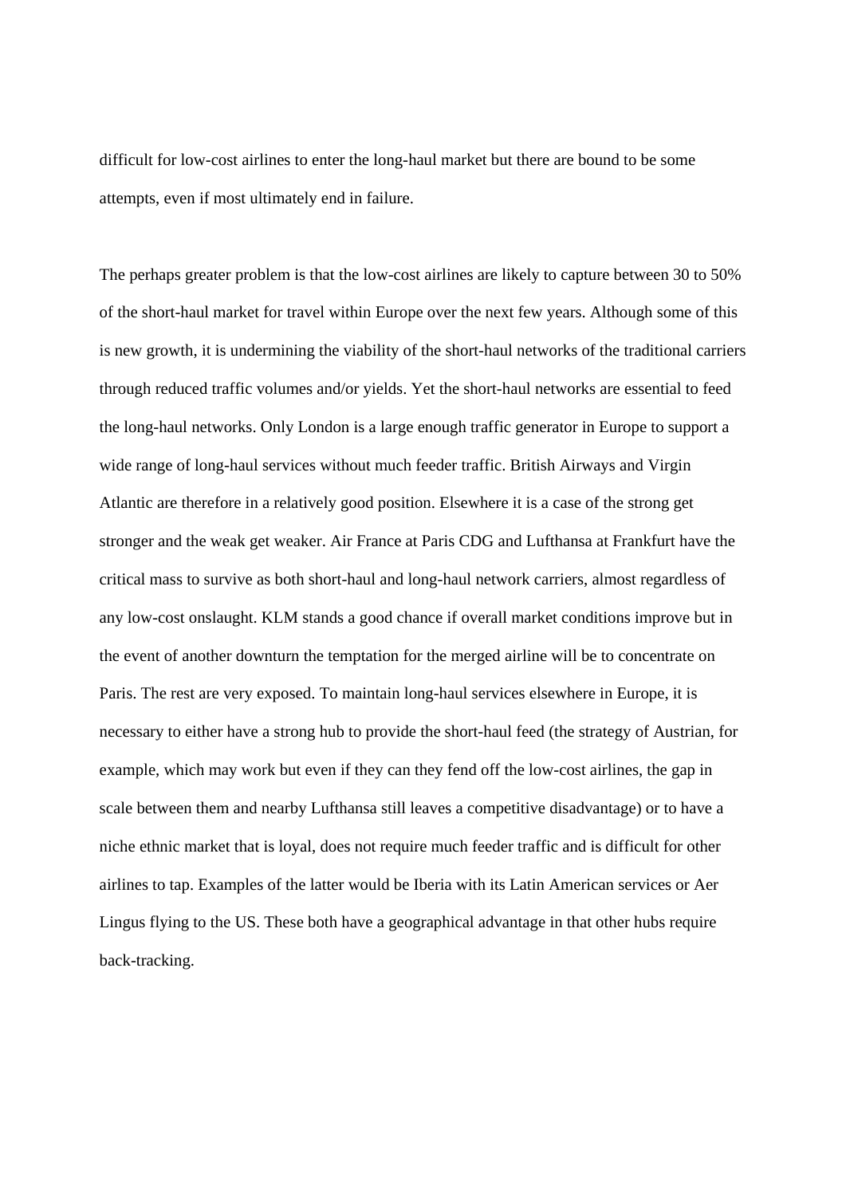difficult for low-cost airlines to enter the long-haul market but there are bound to be some attempts, even if most ultimately end in failure.

The perhaps greater problem is that the low-cost airlines are likely to capture between 30 to 50% of the short-haul market for travel within Europe over the next few years. Although some of this is new growth, it is undermining the viability of the short-haul networks of the traditional carriers through reduced traffic volumes and/or yields. Yet the short-haul networks are essential to feed the long-haul networks. Only London is a large enough traffic generator in Europe to support a wide range of long-haul services without much feeder traffic. British Airways and Virgin Atlantic are therefore in a relatively good position. Elsewhere it is a case of the strong get stronger and the weak get weaker. Air France at Paris CDG and Lufthansa at Frankfurt have the critical mass to survive as both short-haul and long-haul network carriers, almost regardless of any low-cost onslaught. KLM stands a good chance if overall market conditions improve but in the event of another downturn the temptation for the merged airline will be to concentrate on Paris. The rest are very exposed. To maintain long-haul services elsewhere in Europe, it is necessary to either have a strong hub to provide the short-haul feed (the strategy of Austrian, for example, which may work but even if they can they fend off the low-cost airlines, the gap in scale between them and nearby Lufthansa still leaves a competitive disadvantage) or to have a niche ethnic market that is loyal, does not require much feeder traffic and is difficult for other airlines to tap. Examples of the latter would be Iberia with its Latin American services or Aer Lingus flying to the US. These both have a geographical advantage in that other hubs require back-tracking.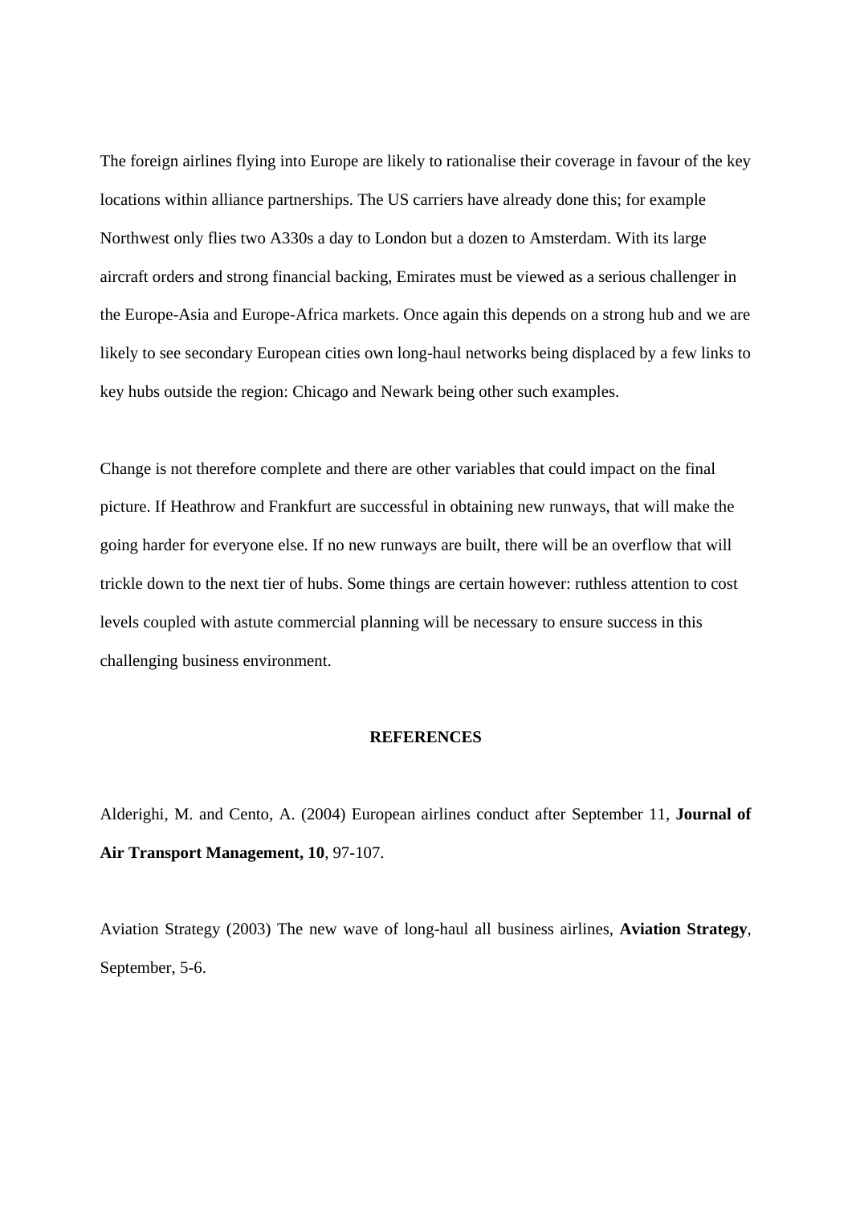The foreign airlines flying into Europe are likely to rationalise their coverage in favour of the key locations within alliance partnerships. The US carriers have already done this; for example Northwest only flies two A330s a day to London but a dozen to Amsterdam. With its large aircraft orders and strong financial backing, Emirates must be viewed as a serious challenger in the Europe-Asia and Europe-Africa markets. Once again this depends on a strong hub and we are likely to see secondary European cities own long-haul networks being displaced by a few links to key hubs outside the region: Chicago and Newark being other such examples.

Change is not therefore complete and there are other variables that could impact on the final picture. If Heathrow and Frankfurt are successful in obtaining new runways, that will make the going harder for everyone else. If no new runways are built, there will be an overflow that will trickle down to the next tier of hubs. Some things are certain however: ruthless attention to cost levels coupled with astute commercial planning will be necessary to ensure success in this challenging business environment.

## REFERENCES

Alderighi, M. and Cento, A. (2004) European airlines conduct after September 11, **Journal of Air Transport Management, 10**, 97-107.

Aviation Strategy (2003) The new wave of long-haul all business airlines, **Aviation Strategy**, September, 5-6.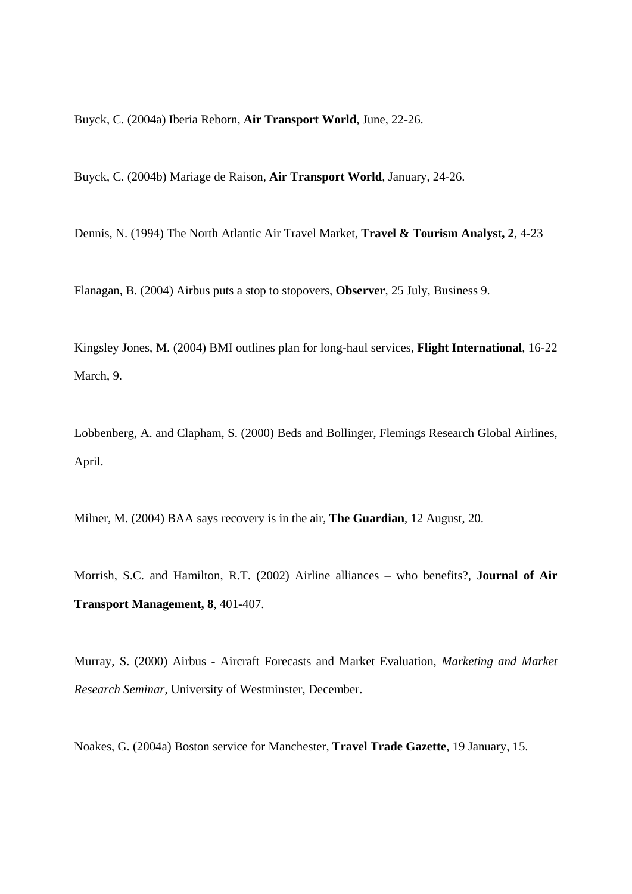Buyck, C. (2004a) Iberia Reborn, **Air Transport World**, June, 22-26.

Buyck, C. (2004b) Mariage de Raison, **Air Transport World**, January, 24-26.

Dennis, N. (1994) The North Atlantic Air Travel Market, **Travel & Tourism Analyst, 2**, 4-23

Flanagan, B. (2004) Airbus puts a stop to stopovers, **Observer**, 25 July, Business 9.

Kingsley Jones, M. (2004) BMI outlines plan for long-haul services, **Flight International**, 16-22 March, 9.

Lobbenberg, A. and Clapham, S. (2000) Beds and Bollinger, Flemings Research Global Airlines, April.

Milner, M. (2004) BAA says recovery is in the air, **The Guardian**, 12 August, 20.

Morrish, S.C. and Hamilton, R.T. (2002) Airline alliances – who benefits?, **Journal of Air Transport Management, 8**, 401-407.

Murray, S. (2000) Airbus - Aircraft Forecasts and Market Evaluation, *Marketing and Market Research Seminar*, University of Westminster, December.

Noakes, G. (2004a) Boston service for Manchester, **Travel Trade Gazette**, 19 January, 15.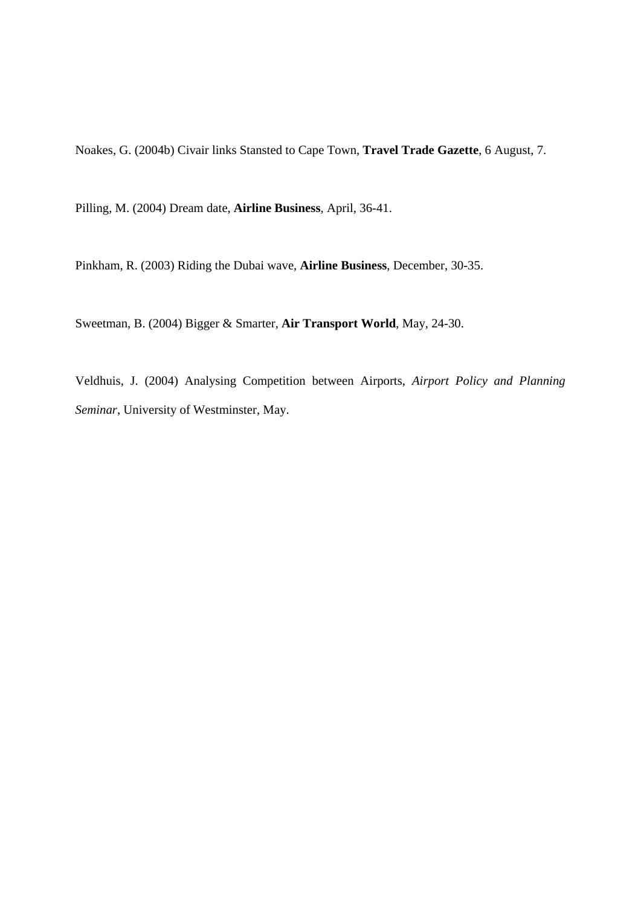Noakes, G. (2004b) Civair links Stansted to Cape Town, **Travel Trade Gazette**, 6 August, 7.

Pilling, M. (2004) Dream date, **Airline Business**, April, 36-41.

Pinkham, R. (2003) Riding the Dubai wave, **Airline Business**, December, 30-35.

Sweetman, B. (2004) Bigger & Smarter, **Air Transport World**, May, 24-30.

Veldhuis, J. (2004) Analysing Competition between Airports, *Airport Policy and Planning Seminar*, University of Westminster, May.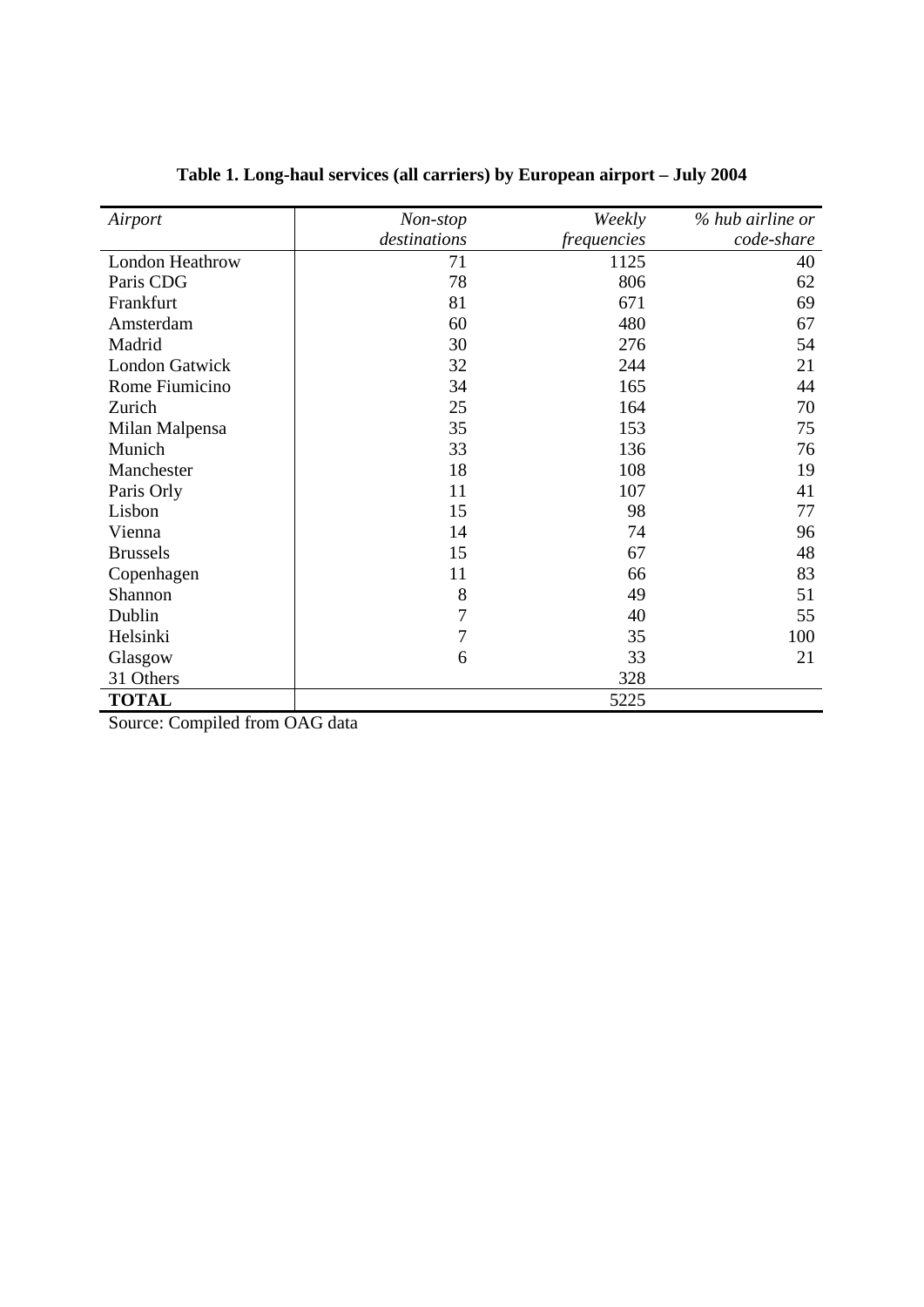**Table 1. Long-haul services (all carriers) by European airport – July 2004**

| *Airport* | *Non-stop destinations* | *Weekly frequencies* | *% hub airline or code-share* |
|---|---|---|---|
| London Heathrow | 71 | 1125 | 40 |
| Paris CDG | 78 | 806 | 62 |
| Frankfurt | 81 | 671 | 69 |
| Amsterdam | 60 | 480 | 67 |
| Madrid | 30 | 276 | 54 |
| London Gatwick | 32 | 244 | 21 |
| Rome Fiumicino | 34 | 165 | 44 |
| Zurich | 25 | 164 | 70 |
| Milan Malpensa | 35 | 153 | 75 |
| Munich | 33 | 136 | 76 |
| Manchester | 18 | 108 | 19 |
| Paris Orly | 11 | 107 | 41 |
| Lisbon | 15 | 98 | 77 |
| Vienna | 14 | 74 | 96 |
| Brussels | 15 | 67 | 48 |
| Copenhagen | 11 | 66 | 83 |
| Shannon | 8 | 49 | 51 |
| Dublin | 7 | 40 | 55 |
| Helsinki | 7 | 35 | 100 |
| Glasgow | 6 | 33 | 21 |
| 31 Others | | 328 | |
| **TOTAL** | | 5225 | |

Source: Compiled from OAG data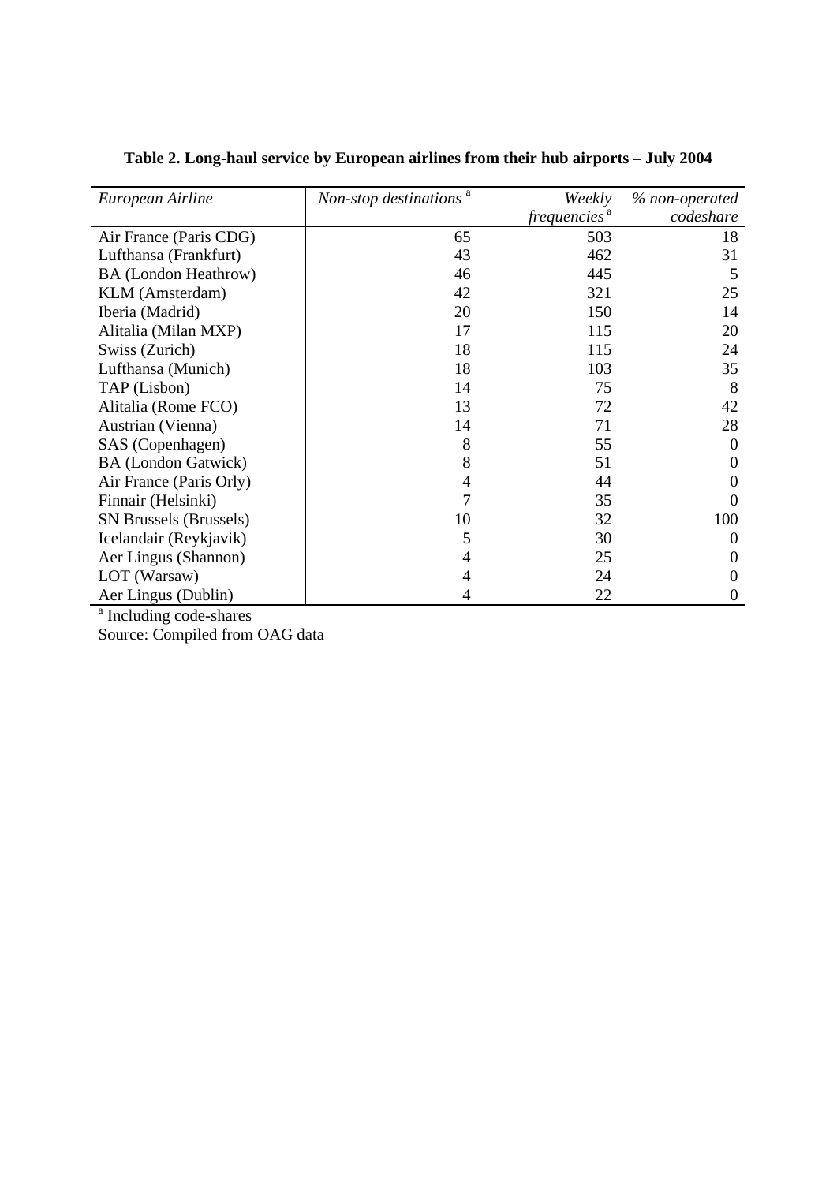**Table 2. Long-haul service by European airlines from their hub airports – July 2004**

| *European Airline* | *Non-stop destinations* [a] | *Weekly frequencies* [a] | *% non-operated codeshare* |
|---|---|---|---|
| Air France (Paris CDG) | 65 | 503 | 18 |
| Lufthansa (Frankfurt) | 43 | 462 | 31 |
| BA (London Heathrow) | 46 | 445 | 5 |
| KLM (Amsterdam) | 42 | 321 | 25 |
| Iberia (Madrid) | 20 | 150 | 14 |
| Alitalia (Milan MXP) | 17 | 115 | 20 |
| Swiss (Zurich) | 18 | 115 | 24 |
| Lufthansa (Munich) | 18 | 103 | 35 |
| TAP (Lisbon) | 14 | 75 | 8 |
| Alitalia (Rome FCO) | 13 | 72 | 42 |
| Austrian (Vienna) | 14 | 71 | 28 |
| SAS (Copenhagen) | 8 | 55 | 0 |
| BA (London Gatwick) | 8 | 51 | 0 |
| Air France (Paris Orly) | 4 | 44 | 0 |
| Finnair (Helsinki) | 7 | 35 | 0 |
| SN Brussels (Brussels) | 10 | 32 | 100 |
| Icelandair (Reykjavik) | 5 | 30 | 0 |
| Aer Lingus (Shannon) | 4 | 25 | 0 |
| LOT (Warsaw) | 4 | 24 | 0 |
| Aer Lingus (Dublin) | 4 | 22 | 0 |

[a] Including code-shares

Source: Compiled from OAG data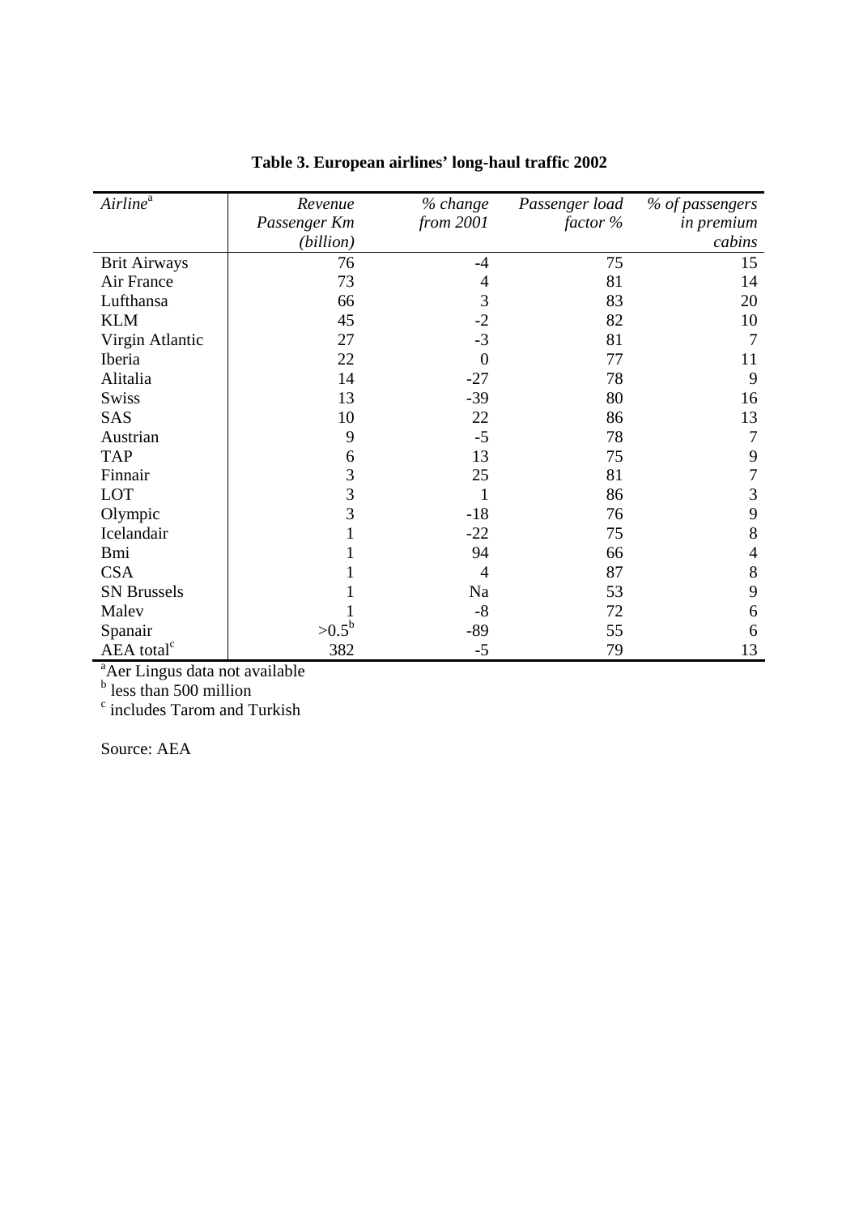**Table 3. European airlines' long-haul traffic 2002**

| *Airline*[a] | *Revenue Passenger Km (billion)* | *% change from 2001* | *Passenger load factor %* | *% of passengers in premium cabins* |
|---|---|---|---|---|
| Brit Airways | 76 | -4 | 75 | 15 |
| Air France | 73 | 4 | 81 | 14 |
| Lufthansa | 66 | 3 | 83 | 20 |
| KLM | 45 | -2 | 82 | 10 |
| Virgin Atlantic | 27 | -3 | 81 | 7 |
| Iberia | 22 | 0 | 77 | 11 |
| Alitalia | 14 | -27 | 78 | 9 |
| Swiss | 13 | -39 | 80 | 16 |
| SAS | 10 | 22 | 86 | 13 |
| Austrian | 9 | -5 | 78 | 7 |
| TAP | 6 | 13 | 75 | 9 |
| Finnair | 3 | 25 | 81 | 7 |
| LOT | 3 | 1 | 86 | 3 |
| Olympic | 3 | -18 | 76 | 9 |
| Icelandair | 1 | -22 | 75 | 8 |
| Bmi | 1 | 94 | 66 | 4 |
| CSA | 1 | 4 | 87 | 8 |
| SN Brussels | 1 | Na | 53 | 9 |
| Malev | 1 | -8 | 72 | 6 |
| Spanair | >0.5[b] | -89 | 55 | 6 |
| AEA total[c] | 382 | -5 | 79 | 13 |

[a] Aer Lingus data not available
[b] less than 500 million
[c] includes Tarom and Turkish

Source: AEA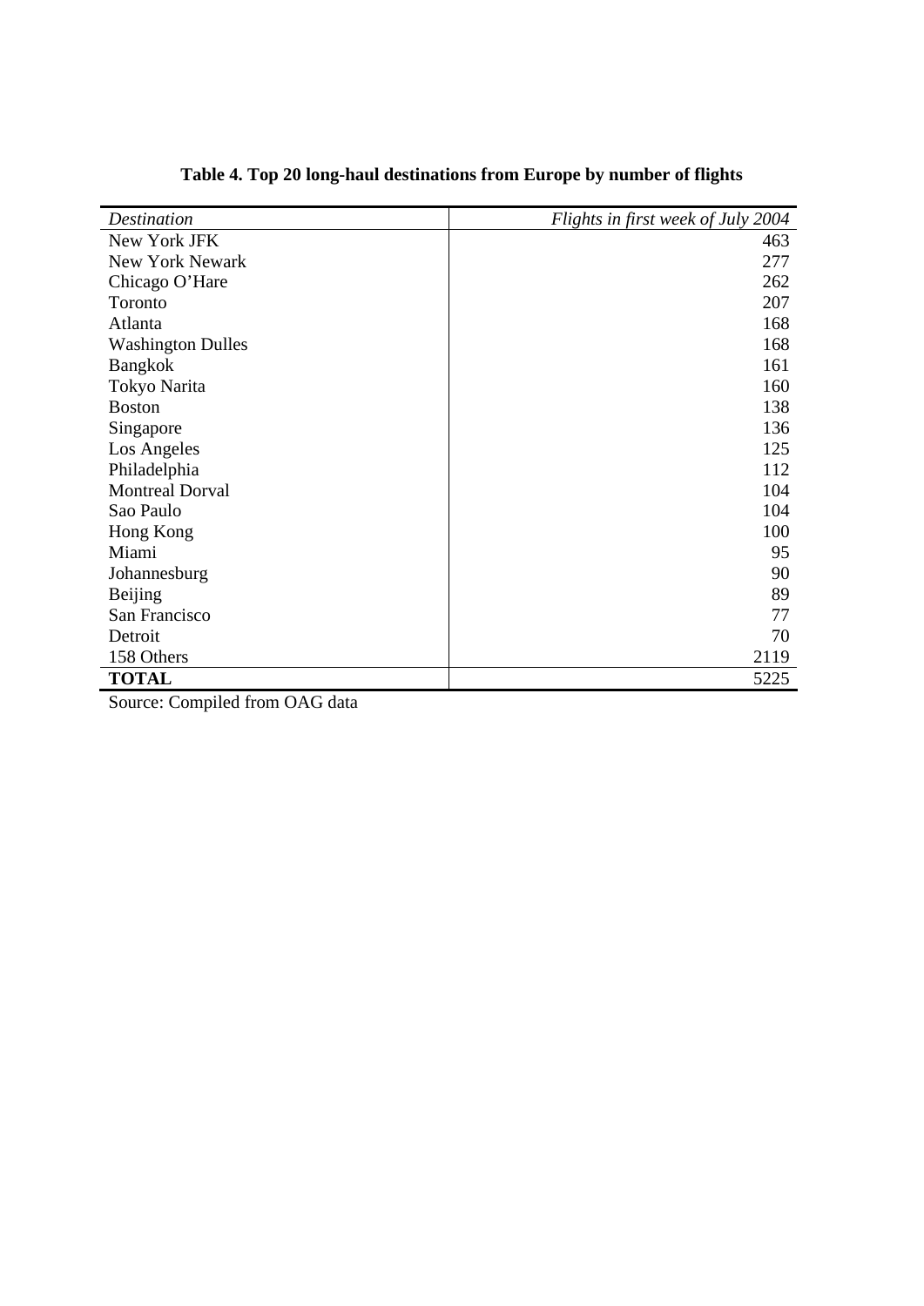**Table 4. Top 20 long-haul destinations from Europe by number of flights**

| *Destination* | *Flights in first week of July 2004* |
|---|---:|
| New York JFK | 463 |
| New York Newark | 277 |
| Chicago O'Hare | 262 |
| Toronto | 207 |
| Atlanta | 168 |
| Washington Dulles | 168 |
| Bangkok | 161 |
| Tokyo Narita | 160 |
| Boston | 138 |
| Singapore | 136 |
| Los Angeles | 125 |
| Philadelphia | 112 |
| Montreal Dorval | 104 |
| Sao Paulo | 104 |
| Hong Kong | 100 |
| Miami | 95 |
| Johannesburg | 90 |
| Beijing | 89 |
| San Francisco | 77 |
| Detroit | 70 |
| 158 Others | 2119 |
| **TOTAL** | 5225 |

Source: Compiled from OAG data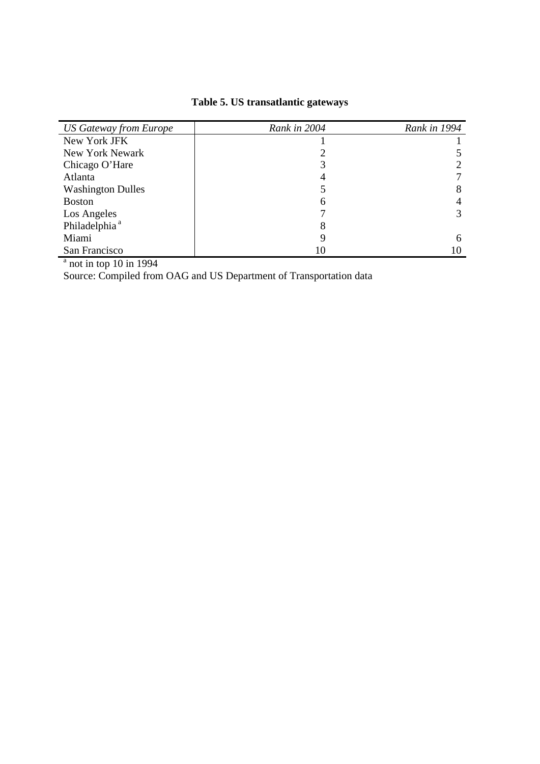**Table 5. US transatlantic gateways**

| *US Gateway from Europe* | *Rank in 2004* | *Rank in 1994* |
|---|---|---|
| New York JFK | 1 | 1 |
| New York Newark | 2 | 5 |
| Chicago O'Hare | 3 | 2 |
| Atlanta | 4 | 7 |
| Washington Dulles | 5 | 8 |
| Boston | 6 | 4 |
| Los Angeles | 7 | 3 |
| Philadelphia [a] | 8 | |
| Miami | 9 | 6 |
| San Francisco | 10 | 10 |

[a] not in top 10 in 1994

Source: Compiled from OAG and US Department of Transportation data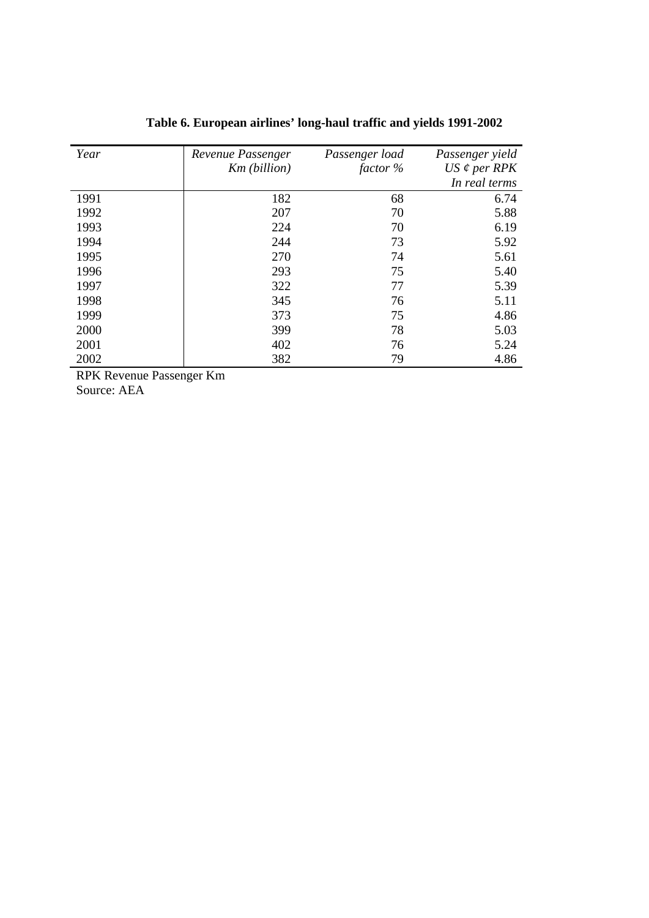**Table 6. European airlines' long-haul traffic and yields 1991-2002**

| *Year* | *Revenue Passenger Km (billion)* | *Passenger load factor %* | *Passenger yield US ¢ per RPK In real terms* |
|---|---|---|---|
| 1991 | 182 | 68 | 6.74 |
| 1992 | 207 | 70 | 5.88 |
| 1993 | 224 | 70 | 6.19 |
| 1994 | 244 | 73 | 5.92 |
| 1995 | 270 | 74 | 5.61 |
| 1996 | 293 | 75 | 5.40 |
| 1997 | 322 | 77 | 5.39 |
| 1998 | 345 | 76 | 5.11 |
| 1999 | 373 | 75 | 4.86 |
| 2000 | 399 | 78 | 5.03 |
| 2001 | 402 | 76 | 5.24 |
| 2002 | 382 | 79 | 4.86 |

RPK Revenue Passenger Km

Source: AEA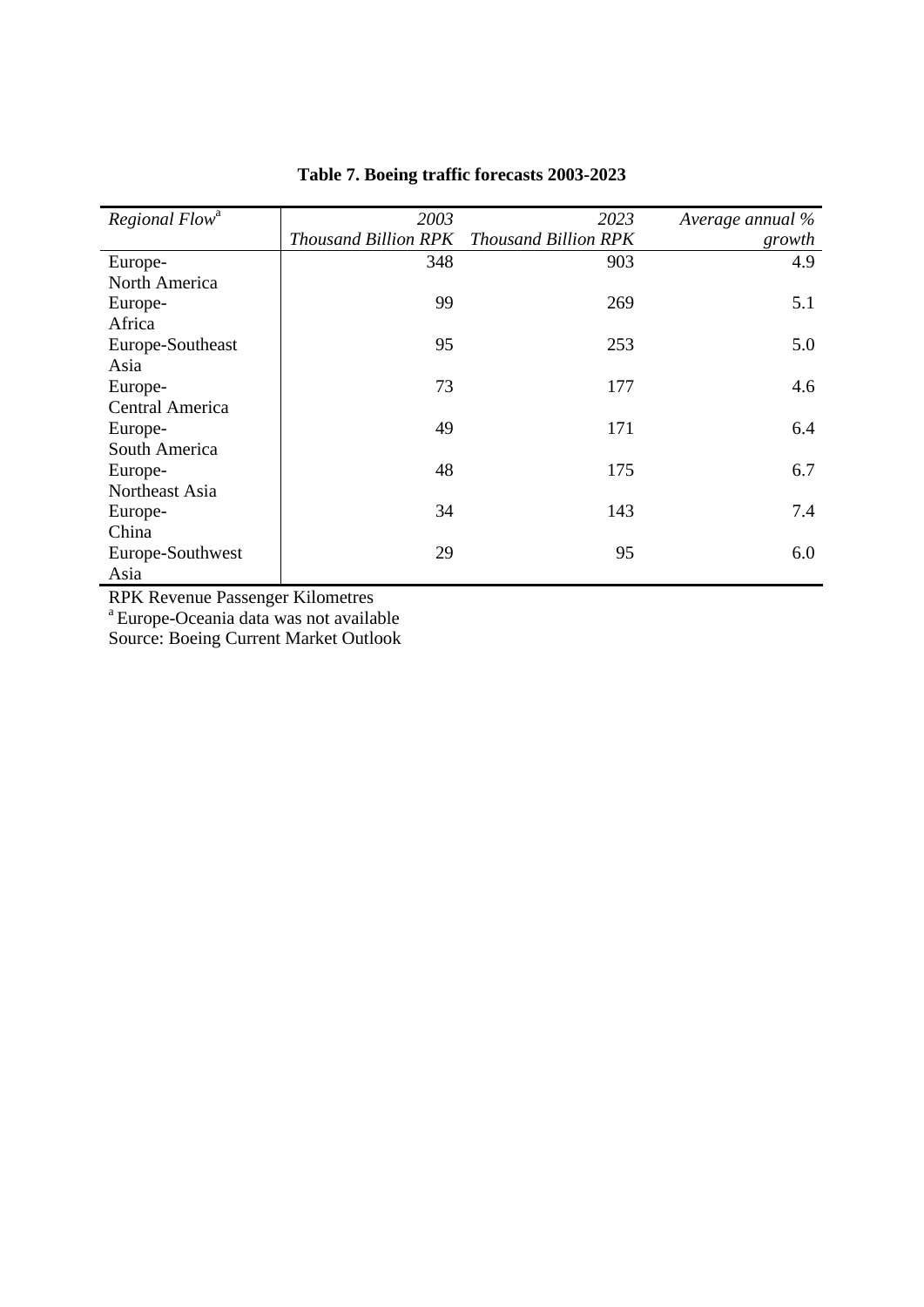**Table 7. Boeing traffic forecasts 2003-2023**

| *Regional Flow*[a] | *2003 Thousand Billion RPK* | *2023 Thousand Billion RPK* | *Average annual % growth* |
|---|---|---|---|
| Europe-North America | 348 | 903 | 4.9 |
| Europe-Africa | 99 | 269 | 5.1 |
| Europe-Southeast Asia | 95 | 253 | 5.0 |
| Europe-Central America | 73 | 177 | 4.6 |
| Europe-South America | 49 | 171 | 6.4 |
| Europe-Northeast Asia | 48 | 175 | 6.7 |
| Europe-China | 34 | 143 | 7.4 |
| Europe-Southwest Asia | 29 | 95 | 6.0 |

RPK Revenue Passenger Kilometres

[a] Europe-Oceania data was not available

Source: Boeing Current Market Outlook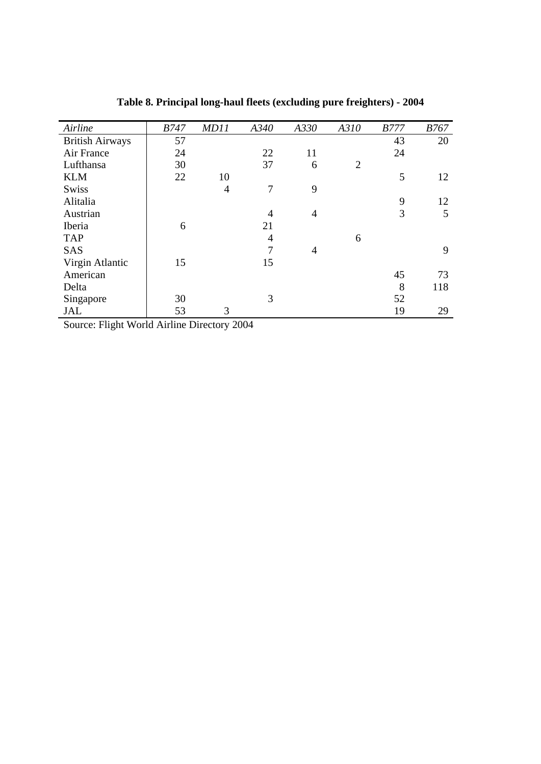**Table 8. Principal long-haul fleets (excluding pure freighters) - 2004**

| *Airline* | *B747* | *MD11* | *A340* | *A330* | *A310* | *B777* | *B767* |
|---|---|---|---|---|---|---|---|
| British Airways | 57 | | | | | 43 | 20 |
| Air France | 24 | | 22 | 11 | | 24 | |
| Lufthansa | 30 | | 37 | 6 | 2 | | |
| KLM | 22 | 10 | | | | 5 | 12 |
| Swiss | | 4 | 7 | 9 | | | |
| Alitalia | | | | | | 9 | 12 |
| Austrian | | | 4 | 4 | | 3 | 5 |
| Iberia | 6 | | 21 | | | | |
| TAP | | | 4 | | 6 | | |
| SAS | | | 7 | 4 | | | 9 |
| Virgin Atlantic | 15 | | 15 | | | | |
| American | | | | | | 45 | 73 |
| Delta | | | | | | 8 | 118 |
| Singapore | 30 | | 3 | | | 52 | |
| JAL | 53 | 3 | | | | 19 | 29 |

Source: Flight World Airline Directory 2004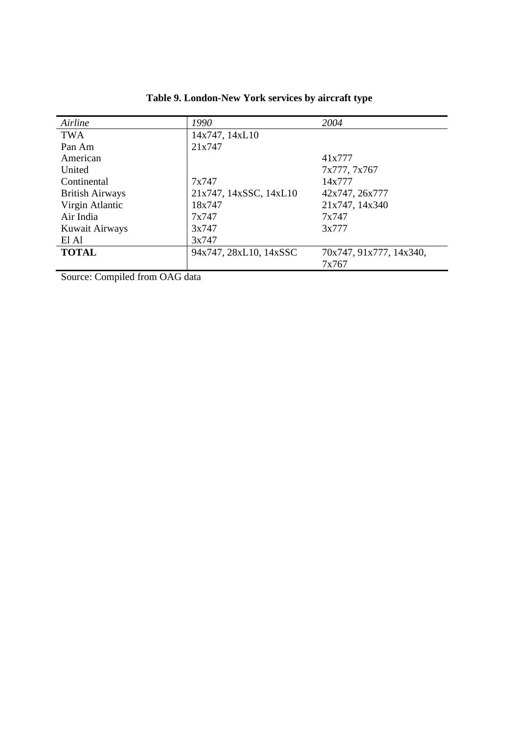**Table 9. London-New York services by aircraft type**

| *Airline* | *1990* | *2004* |
|---|---|---|
| TWA | 14x747, 14xL10 | |
| Pan Am | 21x747 | |
| American | | 41x777 |
| United | | 7x777, 7x767 |
| Continental | 7x747 | 14x777 |
| British Airways | 21x747, 14xSSC, 14xL10 | 42x747, 26x777 |
| Virgin Atlantic | 18x747 | 21x747, 14x340 |
| Air India | 7x747 | 7x747 |
| Kuwait Airways | 3x747 | 3x777 |
| El Al | 3x747 | |
| **TOTAL** | 94x747, 28xL10, 14xSSC | 70x747, 91x777, 14x340, 7x767 |

Source: Compiled from OAG data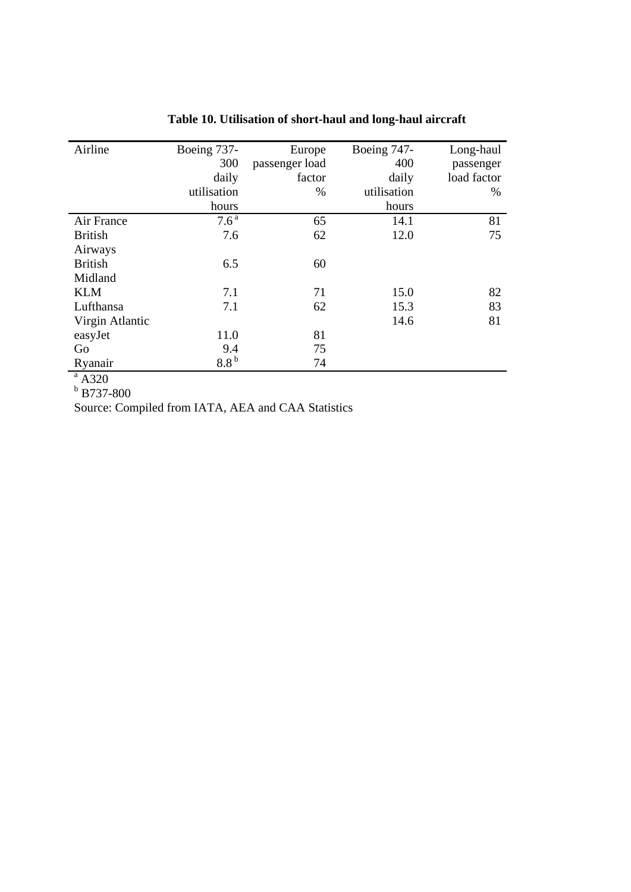**Table 10. Utilisation of short-haul and long-haul aircraft**

| Airline | Boeing 737-300 daily utilisation hours | Europe passenger load factor % | Boeing 747-400 daily utilisation hours | Long-haul passenger load factor % |
|---|---|---|---|---|
| Air France | 7.6 [a] | 65 | 14.1 | 81 |
| British Airways | 7.6 | 62 | 12.0 | 75 |
| British Midland | 6.5 | 60 | | |
| KLM | 7.1 | 71 | 15.0 | 82 |
| Lufthansa | 7.1 | 62 | 15.3 | 83 |
| Virgin Atlantic | | | 14.6 | 81 |
| easyJet | 11.0 | 81 | | |
| Go | 9.4 | 75 | | |
| Ryanair | 8.8 [b] | 74 | | |

[a] A320

[b] B737-800

Source: Compiled from IATA, AEA and CAA Statistics